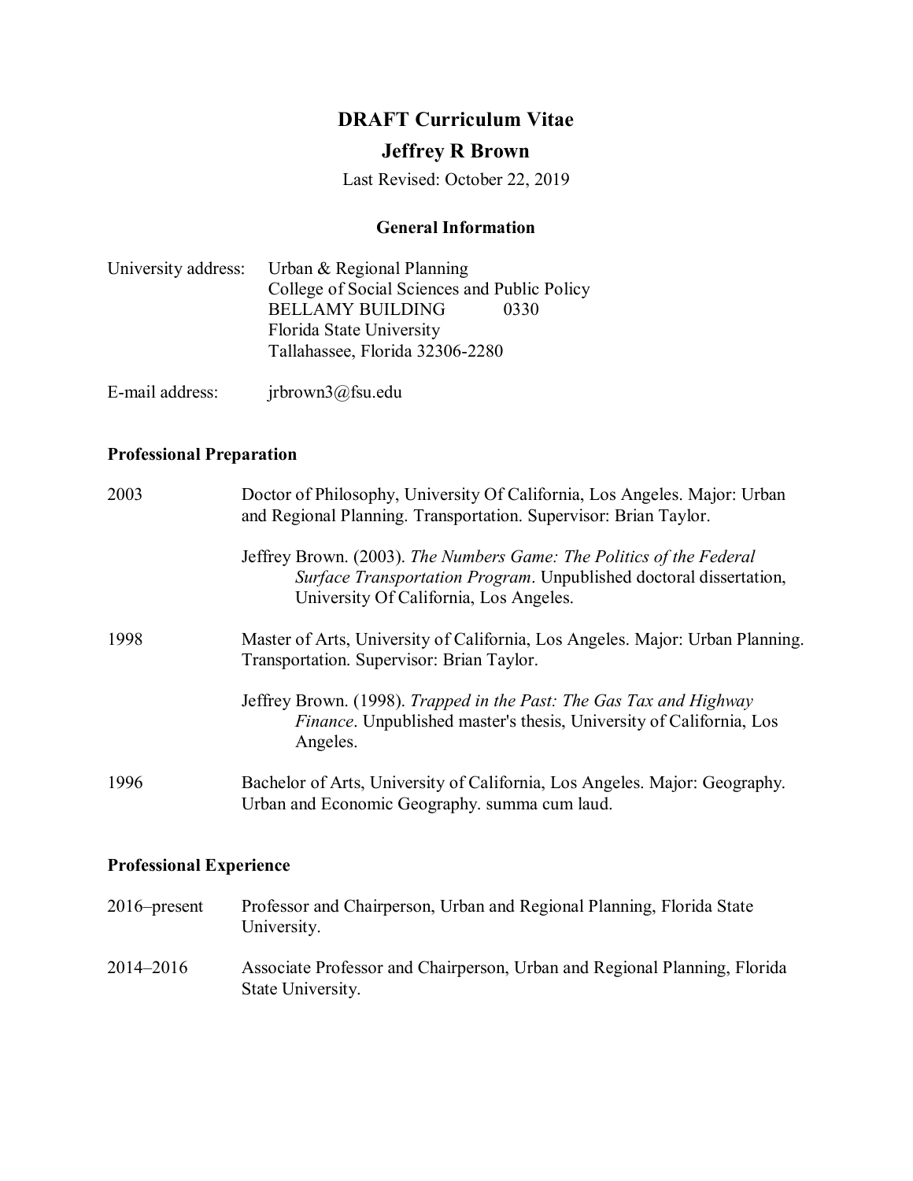# DRAFT Curriculum Vitae

## Jeffrey R Brown

Last Revised: October 22, 2019

### General Information

University address: Urban & Regional Planning
College of Social Sciences and Public Policy
BELLAMY BUILDING 0330
Florida State University
Tallahassee, Florida 32306-2280

E-mail address: jrbrown3@fsu.edu

### Professional Preparation

2003 Doctor of Philosophy, University Of California, Los Angeles. Major: Urban and Regional Planning. Transportation. Supervisor: Brian Taylor.

Jeffrey Brown. (2003). *The Numbers Game: The Politics of the Federal Surface Transportation Program*. Unpublished doctoral dissertation, University Of California, Los Angeles.

1998 Master of Arts, University of California, Los Angeles. Major: Urban Planning. Transportation. Supervisor: Brian Taylor.

Jeffrey Brown. (1998). *Trapped in the Past: The Gas Tax and Highway Finance*. Unpublished master's thesis, University of California, Los Angeles.

1996 Bachelor of Arts, University of California, Los Angeles. Major: Geography. Urban and Economic Geography. summa cum laud.

### Professional Experience

2016–present Professor and Chairperson, Urban and Regional Planning, Florida State University.

2014–2016 Associate Professor and Chairperson, Urban and Regional Planning, Florida State University.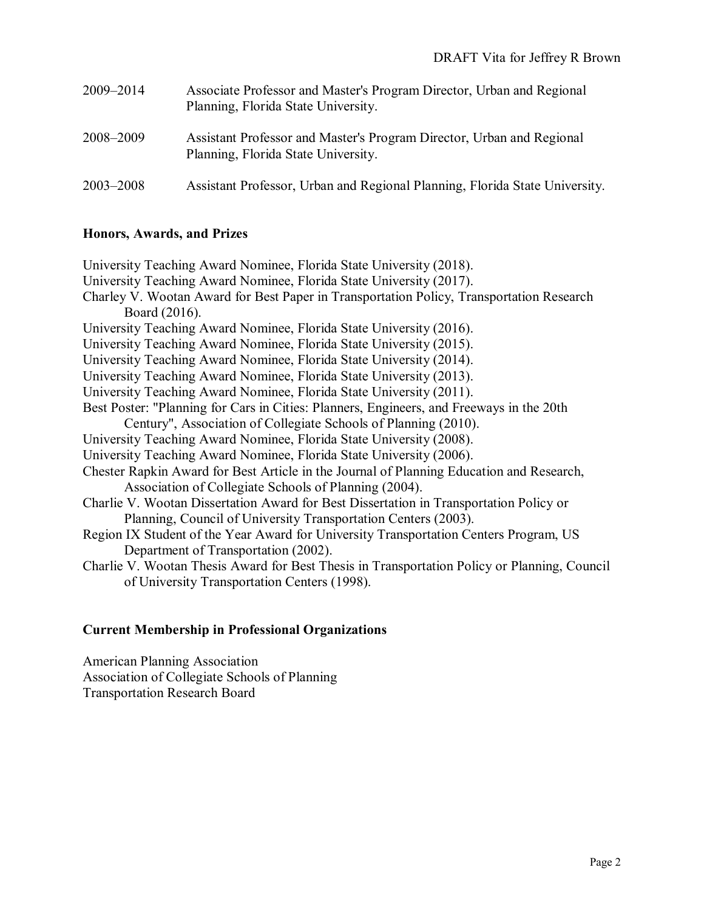2009–2014 Associate Professor and Master's Program Director, Urban and Regional Planning, Florida State University.

2008–2009 Assistant Professor and Master's Program Director, Urban and Regional Planning, Florida State University.

2003–2008 Assistant Professor, Urban and Regional Planning, Florida State University.

**Honors, Awards, and Prizes**

University Teaching Award Nominee, Florida State University (2018).
University Teaching Award Nominee, Florida State University (2017).
Charley V. Wootan Award for Best Paper in Transportation Policy, Transportation Research Board (2016).
University Teaching Award Nominee, Florida State University (2016).
University Teaching Award Nominee, Florida State University (2015).
University Teaching Award Nominee, Florida State University (2014).
University Teaching Award Nominee, Florida State University (2013).
University Teaching Award Nominee, Florida State University (2011).
Best Poster: "Planning for Cars in Cities: Planners, Engineers, and Freeways in the 20th Century", Association of Collegiate Schools of Planning (2010).
University Teaching Award Nominee, Florida State University (2008).
University Teaching Award Nominee, Florida State University (2006).
Chester Rapkin Award for Best Article in the Journal of Planning Education and Research, Association of Collegiate Schools of Planning (2004).
Charlie V. Wootan Dissertation Award for Best Dissertation in Transportation Policy or Planning, Council of University Transportation Centers (2003).
Region IX Student of the Year Award for University Transportation Centers Program, US Department of Transportation (2002).
Charlie V. Wootan Thesis Award for Best Thesis in Transportation Policy or Planning, Council of University Transportation Centers (1998).

**Current Membership in Professional Organizations**

American Planning Association
Association of Collegiate Schools of Planning
Transportation Research Board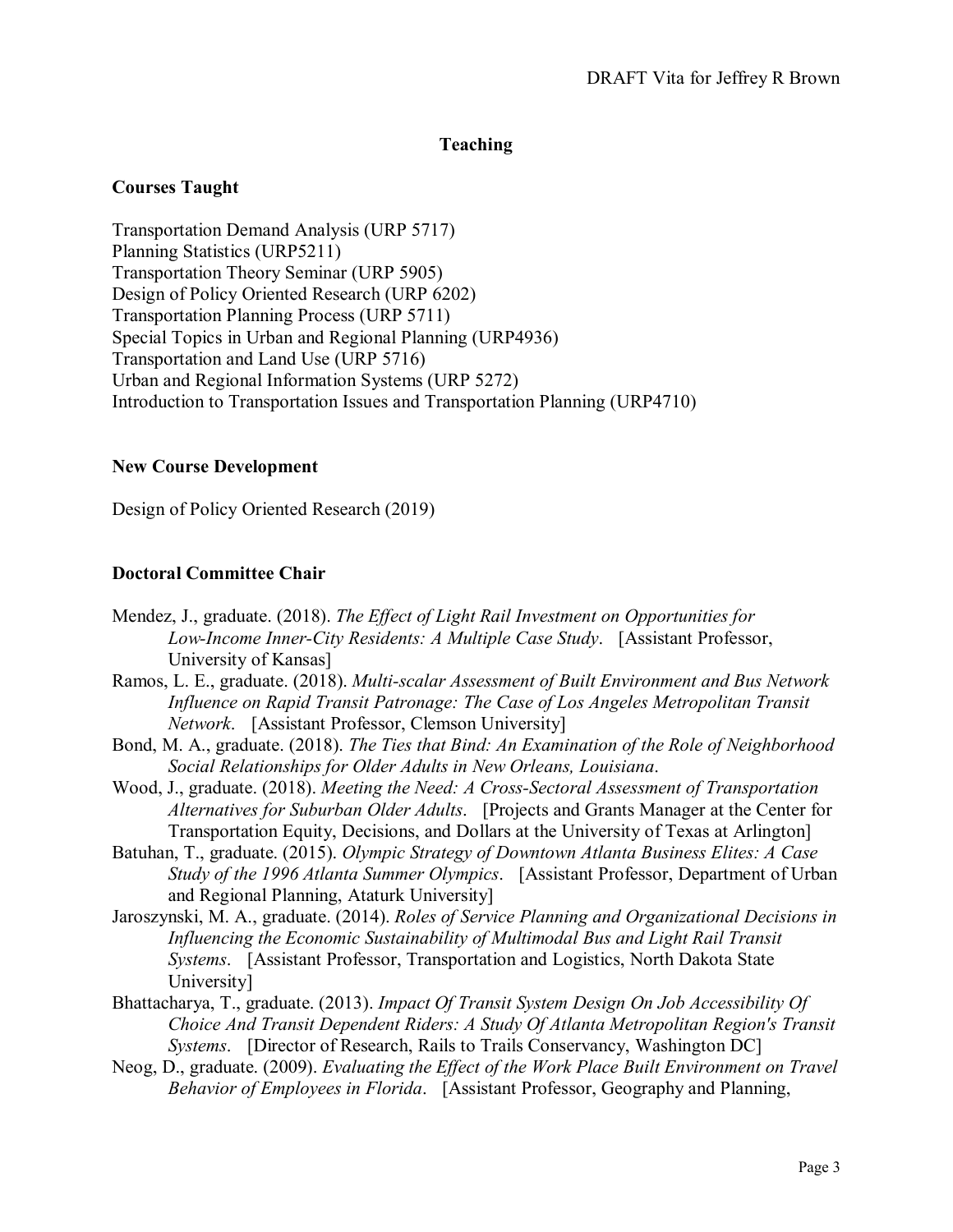## Teaching

### Courses Taught

Transportation Demand Analysis (URP 5717)
Planning Statistics (URP5211)
Transportation Theory Seminar (URP 5905)
Design of Policy Oriented Research (URP 6202)
Transportation Planning Process (URP 5711)
Special Topics in Urban and Regional Planning (URP4936)
Transportation and Land Use (URP 5716)
Urban and Regional Information Systems (URP 5272)
Introduction to Transportation Issues and Transportation Planning (URP4710)

### New Course Development

Design of Policy Oriented Research (2019)

### Doctoral Committee Chair

Mendez, J., graduate. (2018). *The Effect of Light Rail Investment on Opportunities for Low-Income Inner-City Residents: A Multiple Case Study*. [Assistant Professor, University of Kansas]

Ramos, L. E., graduate. (2018). *Multi-scalar Assessment of Built Environment and Bus Network Influence on Rapid Transit Patronage: The Case of Los Angeles Metropolitan Transit Network*. [Assistant Professor, Clemson University]

Bond, M. A., graduate. (2018). *The Ties that Bind: An Examination of the Role of Neighborhood Social Relationships for Older Adults in New Orleans, Louisiana*.

Wood, J., graduate. (2018). *Meeting the Need: A Cross-Sectoral Assessment of Transportation Alternatives for Suburban Older Adults*. [Projects and Grants Manager at the Center for Transportation Equity, Decisions, and Dollars at the University of Texas at Arlington]

Batuhan, T., graduate. (2015). *Olympic Strategy of Downtown Atlanta Business Elites: A Case Study of the 1996 Atlanta Summer Olympics*. [Assistant Professor, Department of Urban and Regional Planning, Ataturk University]

Jaroszynski, M. A., graduate. (2014). *Roles of Service Planning and Organizational Decisions in Influencing the Economic Sustainability of Multimodal Bus and Light Rail Transit Systems*. [Assistant Professor, Transportation and Logistics, North Dakota State University]

Bhattacharya, T., graduate. (2013). *Impact Of Transit System Design On Job Accessibility Of Choice And Transit Dependent Riders: A Study Of Atlanta Metropolitan Region's Transit Systems*. [Director of Research, Rails to Trails Conservancy, Washington DC]

Neog, D., graduate. (2009). *Evaluating the Effect of the Work Place Built Environment on Travel Behavior of Employees in Florida*. [Assistant Professor, Geography and Planning,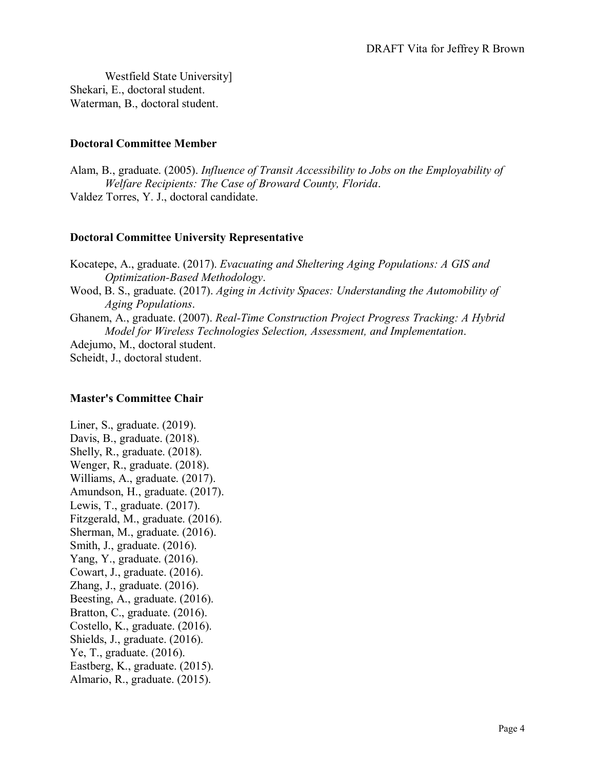Westfield State University]  
Shekari, E., doctoral student.  
Waterman, B., doctoral student.

### Doctoral Committee Member

Alam, B., graduate. (2005). *Influence of Transit Accessibility to Jobs on the Employability of Welfare Recipients: The Case of Broward County, Florida*.  
Valdez Torres, Y. J., doctoral candidate.

### Doctoral Committee University Representative

Kocatepe, A., graduate. (2017). *Evacuating and Sheltering Aging Populations: A GIS and Optimization-Based Methodology*.  
Wood, B. S., graduate. (2017). *Aging in Activity Spaces: Understanding the Automobility of Aging Populations*.  
Ghanem, A., graduate. (2007). *Real-Time Construction Project Progress Tracking: A Hybrid Model for Wireless Technologies Selection, Assessment, and Implementation*.  
Adejumo, M., doctoral student.  
Scheidt, J., doctoral student.

### Master's Committee Chair

Liner, S., graduate. (2019).  
Davis, B., graduate. (2018).  
Shelly, R., graduate. (2018).  
Wenger, R., graduate. (2018).  
Williams, A., graduate. (2017).  
Amundson, H., graduate. (2017).  
Lewis, T., graduate. (2017).  
Fitzgerald, M., graduate. (2016).  
Sherman, M., graduate. (2016).  
Smith, J., graduate. (2016).  
Yang, Y., graduate. (2016).  
Cowart, J., graduate. (2016).  
Zhang, J., graduate. (2016).  
Beesting, A., graduate. (2016).  
Bratton, C., graduate. (2016).  
Costello, K., graduate. (2016).  
Shields, J., graduate. (2016).  
Ye, T., graduate. (2016).  
Eastberg, K., graduate. (2015).  
Almario, R., graduate. (2015).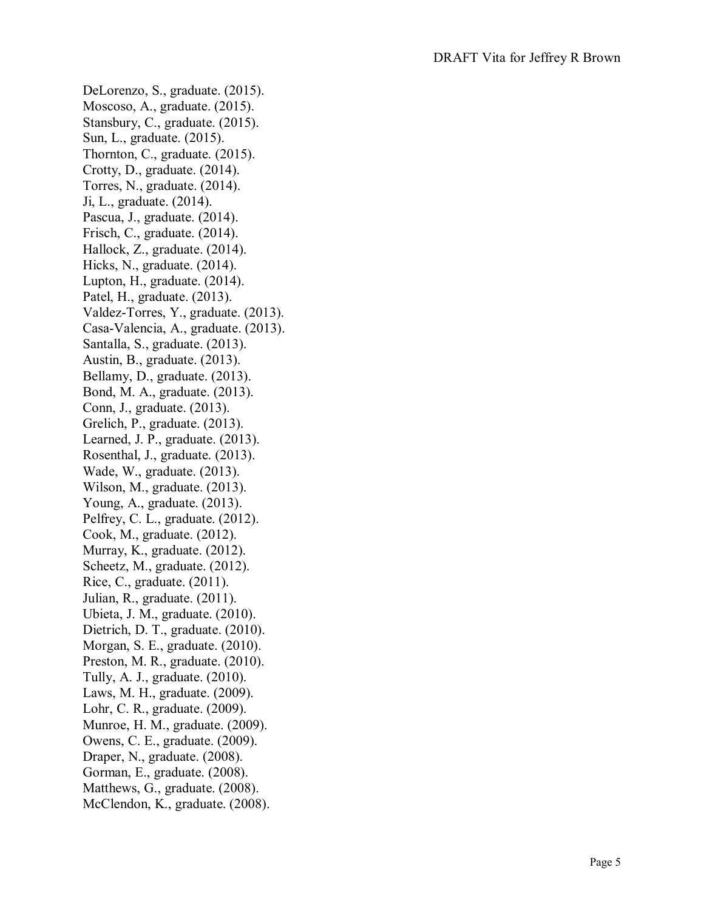DeLorenzo, S., graduate. (2015).
Moscoso, A., graduate. (2015).
Stansbury, C., graduate. (2015).
Sun, L., graduate. (2015).
Thornton, C., graduate. (2015).
Crotty, D., graduate. (2014).
Torres, N., graduate. (2014).
Ji, L., graduate. (2014).
Pascua, J., graduate. (2014).
Frisch, C., graduate. (2014).
Hallock, Z., graduate. (2014).
Hicks, N., graduate. (2014).
Lupton, H., graduate. (2014).
Patel, H., graduate. (2013).
Valdez-Torres, Y., graduate. (2013).
Casa-Valencia, A., graduate. (2013).
Santalla, S., graduate. (2013).
Austin, B., graduate. (2013).
Bellamy, D., graduate. (2013).
Bond, M. A., graduate. (2013).
Conn, J., graduate. (2013).
Grelich, P., graduate. (2013).
Learned, J. P., graduate. (2013).
Rosenthal, J., graduate. (2013).
Wade, W., graduate. (2013).
Wilson, M., graduate. (2013).
Young, A., graduate. (2013).
Pelfrey, C. L., graduate. (2012).
Cook, M., graduate. (2012).
Murray, K., graduate. (2012).
Scheetz, M., graduate. (2012).
Rice, C., graduate. (2011).
Julian, R., graduate. (2011).
Ubieta, J. M., graduate. (2010).
Dietrich, D. T., graduate. (2010).
Morgan, S. E., graduate. (2010).
Preston, M. R., graduate. (2010).
Tully, A. J., graduate. (2010).
Laws, M. H., graduate. (2009).
Lohr, C. R., graduate. (2009).
Munroe, H. M., graduate. (2009).
Owens, C. E., graduate. (2009).
Draper, N., graduate. (2008).
Gorman, E., graduate. (2008).
Matthews, G., graduate. (2008).
McClendon, K., graduate. (2008).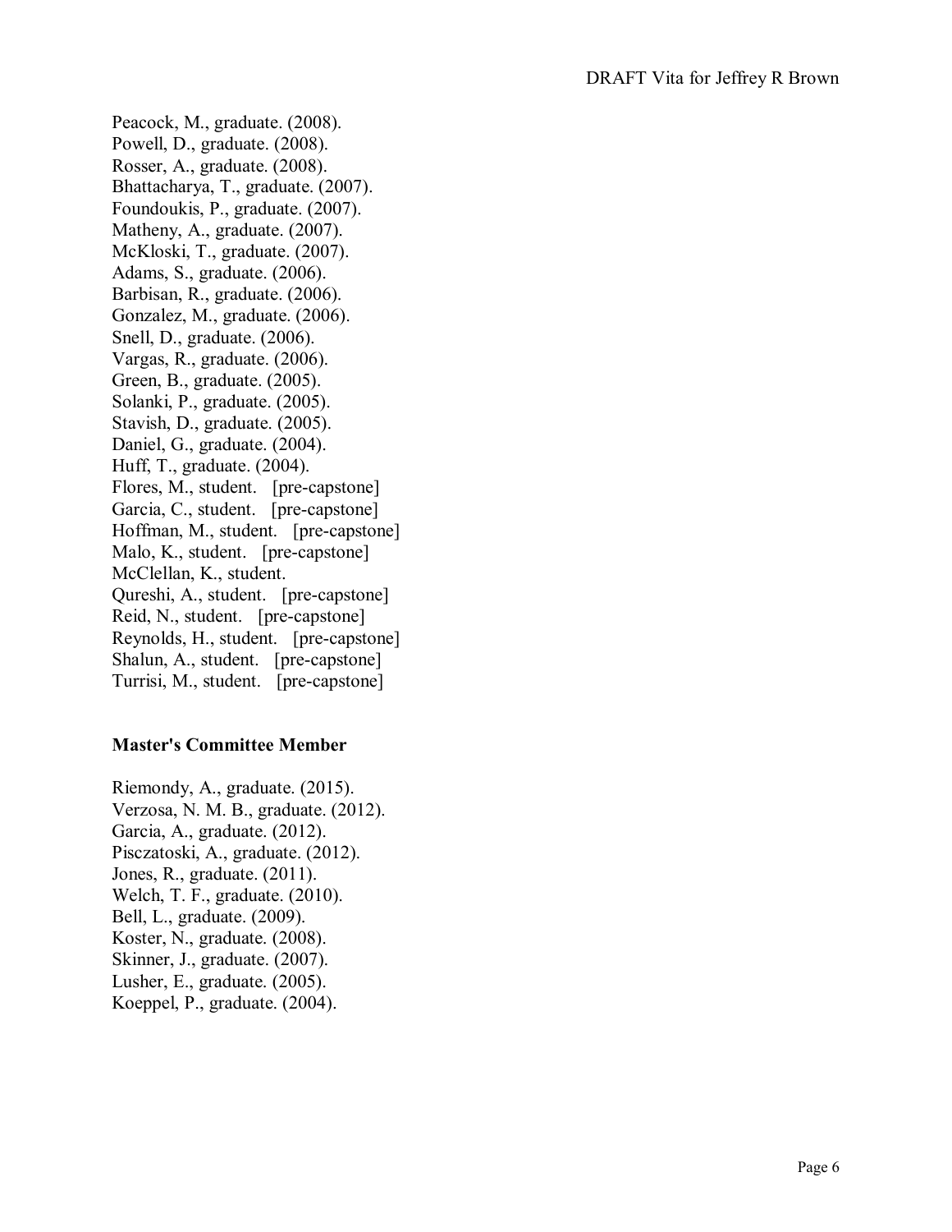Peacock, M., graduate. (2008).
Powell, D., graduate. (2008).
Rosser, A., graduate. (2008).
Bhattacharya, T., graduate. (2007).
Foundoukis, P., graduate. (2007).
Matheny, A., graduate. (2007).
McKloski, T., graduate. (2007).
Adams, S., graduate. (2006).
Barbisan, R., graduate. (2006).
Gonzalez, M., graduate. (2006).
Snell, D., graduate. (2006).
Vargas, R., graduate. (2006).
Green, B., graduate. (2005).
Solanki, P., graduate. (2005).
Stavish, D., graduate. (2005).
Daniel, G., graduate. (2004).
Huff, T., graduate. (2004).
Flores, M., student. [pre-capstone]
Garcia, C., student. [pre-capstone]
Hoffman, M., student. [pre-capstone]
Malo, K., student. [pre-capstone]
McClellan, K., student.
Qureshi, A., student. [pre-capstone]
Reid, N., student. [pre-capstone]
Reynolds, H., student. [pre-capstone]
Shalun, A., student. [pre-capstone]
Turrisi, M., student. [pre-capstone]

**Master's Committee Member**

Riemondy, A., graduate. (2015).
Verzosa, N. M. B., graduate. (2012).
Garcia, A., graduate. (2012).
Pisczatoski, A., graduate. (2012).
Jones, R., graduate. (2011).
Welch, T. F., graduate. (2010).
Bell, L., graduate. (2009).
Koster, N., graduate. (2008).
Skinner, J., graduate. (2007).
Lusher, E., graduate. (2005).
Koeppel, P., graduate. (2004).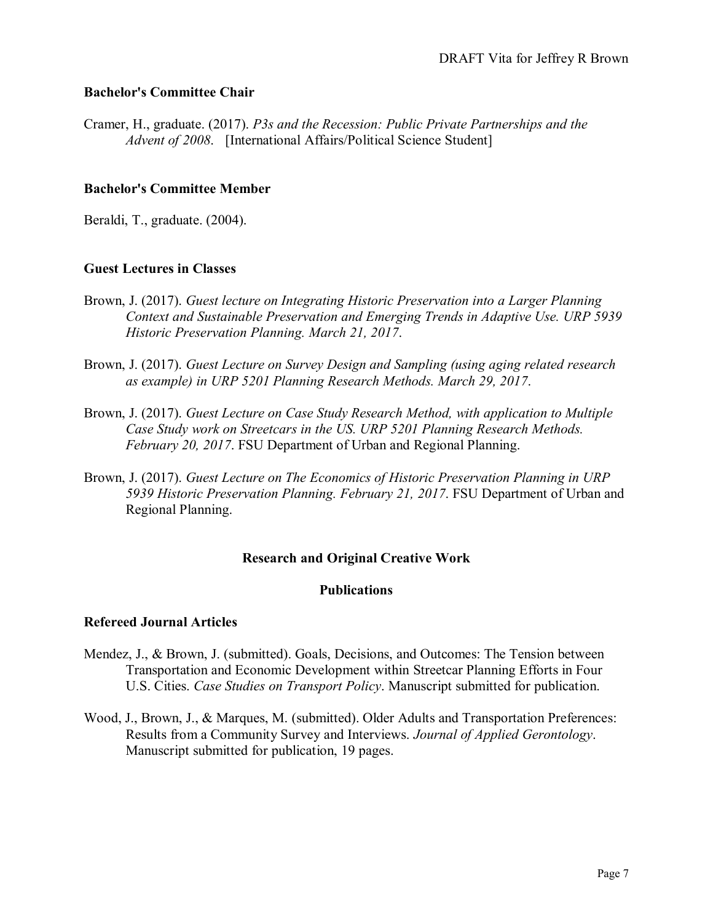### Bachelor's Committee Chair

Cramer, H., graduate. (2017). *P3s and the Recession: Public Private Partnerships and the Advent of 2008*. [International Affairs/Political Science Student]

### Bachelor's Committee Member

Beraldi, T., graduate. (2004).

### Guest Lectures in Classes

Brown, J. (2017). *Guest lecture on Integrating Historic Preservation into a Larger Planning Context and Sustainable Preservation and Emerging Trends in Adaptive Use. URP 5939 Historic Preservation Planning. March 21, 2017*.

Brown, J. (2017). *Guest Lecture on Survey Design and Sampling (using aging related research as example) in URP 5201 Planning Research Methods. March 29, 2017*.

Brown, J. (2017). *Guest Lecture on Case Study Research Method, with application to Multiple Case Study work on Streetcars in the US. URP 5201 Planning Research Methods. February 20, 2017*. FSU Department of Urban and Regional Planning.

Brown, J. (2017). *Guest Lecture on The Economics of Historic Preservation Planning in URP 5939 Historic Preservation Planning. February 21, 2017*. FSU Department of Urban and Regional Planning.

## Research and Original Creative Work

## Publications

### Refereed Journal Articles

Mendez, J., & Brown, J. (submitted). Goals, Decisions, and Outcomes: The Tension between Transportation and Economic Development within Streetcar Planning Efforts in Four U.S. Cities. *Case Studies on Transport Policy*. Manuscript submitted for publication.

Wood, J., Brown, J., & Marques, M. (submitted). Older Adults and Transportation Preferences: Results from a Community Survey and Interviews. *Journal of Applied Gerontology*. Manuscript submitted for publication, 19 pages.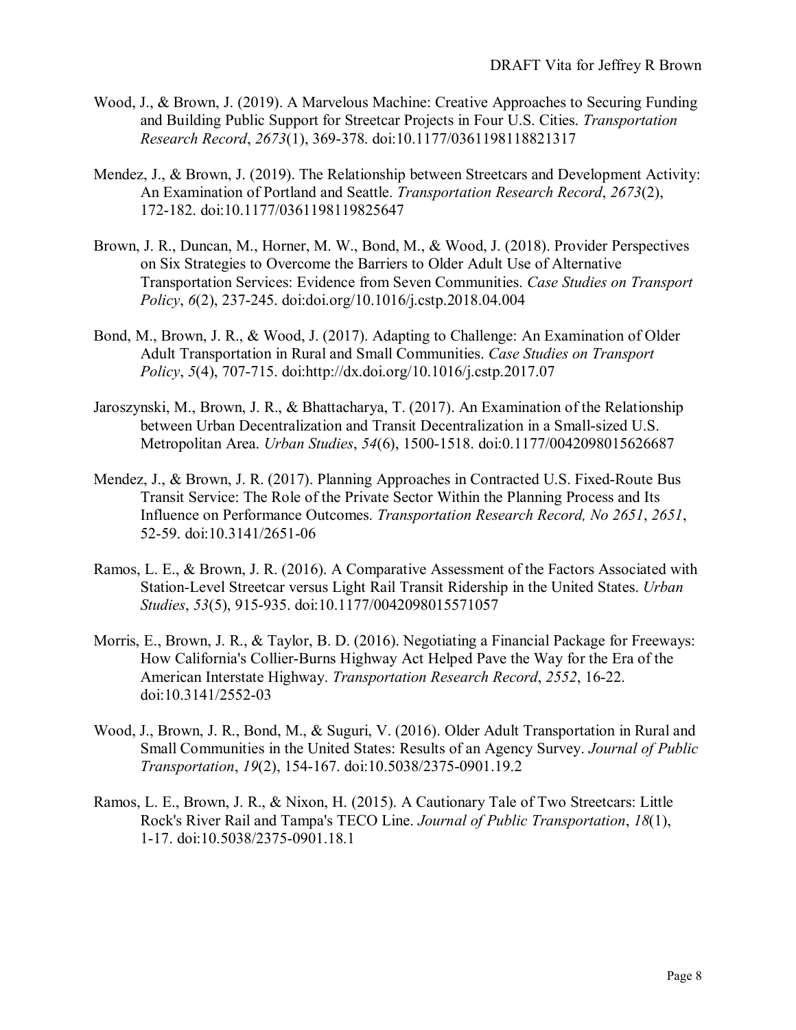Wood, J., & Brown, J. (2019). A Marvelous Machine: Creative Approaches to Securing Funding and Building Public Support for Streetcar Projects in Four U.S. Cities. *Transportation Research Record*, *2673*(1), 369-378. doi:10.1177/0361198118821317

Mendez, J., & Brown, J. (2019). The Relationship between Streetcars and Development Activity: An Examination of Portland and Seattle. *Transportation Research Record*, *2673*(2), 172-182. doi:10.1177/0361198119825647

Brown, J. R., Duncan, M., Horner, M. W., Bond, M., & Wood, J. (2018). Provider Perspectives on Six Strategies to Overcome the Barriers to Older Adult Use of Alternative Transportation Services: Evidence from Seven Communities. *Case Studies on Transport Policy*, *6*(2), 237-245. doi:doi.org/10.1016/j.cstp.2018.04.004

Bond, M., Brown, J. R., & Wood, J. (2017). Adapting to Challenge: An Examination of Older Adult Transportation in Rural and Small Communities. *Case Studies on Transport Policy*, *5*(4), 707-715. doi:http://dx.doi.org/10.1016/j.cstp.2017.07

Jaroszynski, M., Brown, J. R., & Bhattacharya, T. (2017). An Examination of the Relationship between Urban Decentralization and Transit Decentralization in a Small-sized U.S. Metropolitan Area. *Urban Studies*, *54*(6), 1500-1518. doi:0.1177/0042098015626687

Mendez, J., & Brown, J. R. (2017). Planning Approaches in Contracted U.S. Fixed-Route Bus Transit Service: The Role of the Private Sector Within the Planning Process and Its Influence on Performance Outcomes. *Transportation Research Record, No 2651*, *2651*, 52-59. doi:10.3141/2651-06

Ramos, L. E., & Brown, J. R. (2016). A Comparative Assessment of the Factors Associated with Station-Level Streetcar versus Light Rail Transit Ridership in the United States. *Urban Studies*, *53*(5), 915-935. doi:10.1177/0042098015571057

Morris, E., Brown, J. R., & Taylor, B. D. (2016). Negotiating a Financial Package for Freeways: How California's Collier-Burns Highway Act Helped Pave the Way for the Era of the American Interstate Highway. *Transportation Research Record*, *2552*, 16-22. doi:10.3141/2552-03

Wood, J., Brown, J. R., Bond, M., & Suguri, V. (2016). Older Adult Transportation in Rural and Small Communities in the United States: Results of an Agency Survey. *Journal of Public Transportation*, *19*(2), 154-167. doi:10.5038/2375-0901.19.2

Ramos, L. E., Brown, J. R., & Nixon, H. (2015). A Cautionary Tale of Two Streetcars: Little Rock's River Rail and Tampa's TECO Line. *Journal of Public Transportation*, *18*(1), 1-17. doi:10.5038/2375-0901.18.1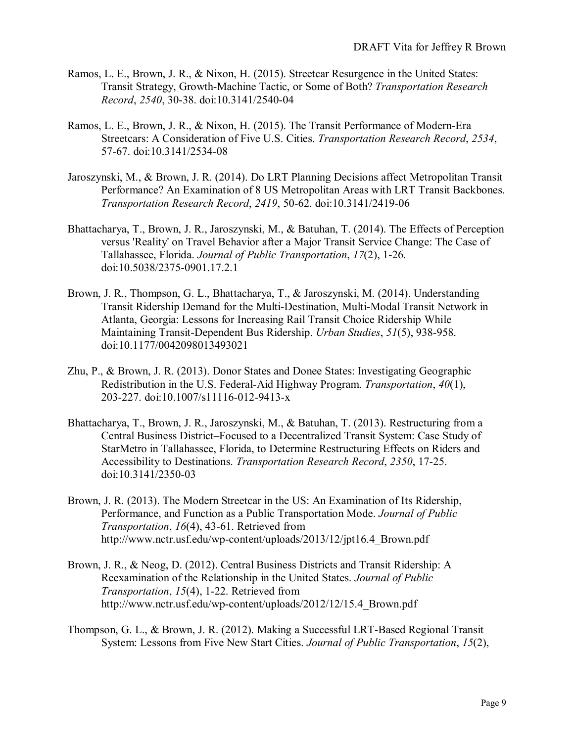Ramos, L. E., Brown, J. R., & Nixon, H. (2015). Streetcar Resurgence in the United States: Transit Strategy, Growth-Machine Tactic, or Some of Both? *Transportation Research Record*, *2540*, 30-38. doi:10.3141/2540-04

Ramos, L. E., Brown, J. R., & Nixon, H. (2015). The Transit Performance of Modern-Era Streetcars: A Consideration of Five U.S. Cities. *Transportation Research Record*, *2534*, 57-67. doi:10.3141/2534-08

Jaroszynski, M., & Brown, J. R. (2014). Do LRT Planning Decisions affect Metropolitan Transit Performance? An Examination of 8 US Metropolitan Areas with LRT Transit Backbones. *Transportation Research Record*, *2419*, 50-62. doi:10.3141/2419-06

Bhattacharya, T., Brown, J. R., Jaroszynski, M., & Batuhan, T. (2014). The Effects of Perception versus 'Reality' on Travel Behavior after a Major Transit Service Change: The Case of Tallahassee, Florida. *Journal of Public Transportation*, *17*(2), 1-26. doi:10.5038/2375-0901.17.2.1

Brown, J. R., Thompson, G. L., Bhattacharya, T., & Jaroszynski, M. (2014). Understanding Transit Ridership Demand for the Multi-Destination, Multi-Modal Transit Network in Atlanta, Georgia: Lessons for Increasing Rail Transit Choice Ridership While Maintaining Transit-Dependent Bus Ridership. *Urban Studies*, *51*(5), 938-958. doi:10.1177/0042098013493021

Zhu, P., & Brown, J. R. (2013). Donor States and Donee States: Investigating Geographic Redistribution in the U.S. Federal-Aid Highway Program. *Transportation*, *40*(1), 203-227. doi:10.1007/s11116-012-9413-x

Bhattacharya, T., Brown, J. R., Jaroszynski, M., & Batuhan, T. (2013). Restructuring from a Central Business District–Focused to a Decentralized Transit System: Case Study of StarMetro in Tallahassee, Florida, to Determine Restructuring Effects on Riders and Accessibility to Destinations. *Transportation Research Record*, *2350*, 17-25. doi:10.3141/2350-03

Brown, J. R. (2013). The Modern Streetcar in the US: An Examination of Its Ridership, Performance, and Function as a Public Transportation Mode. *Journal of Public Transportation*, *16*(4), 43-61. Retrieved from http://www.nctr.usf.edu/wp-content/uploads/2013/12/jpt16.4_Brown.pdf

Brown, J. R., & Neog, D. (2012). Central Business Districts and Transit Ridership: A Reexamination of the Relationship in the United States. *Journal of Public Transportation*, *15*(4), 1-22. Retrieved from http://www.nctr.usf.edu/wp-content/uploads/2012/12/15.4_Brown.pdf

Thompson, G. L., & Brown, J. R. (2012). Making a Successful LRT-Based Regional Transit System: Lessons from Five New Start Cities. *Journal of Public Transportation*, *15*(2),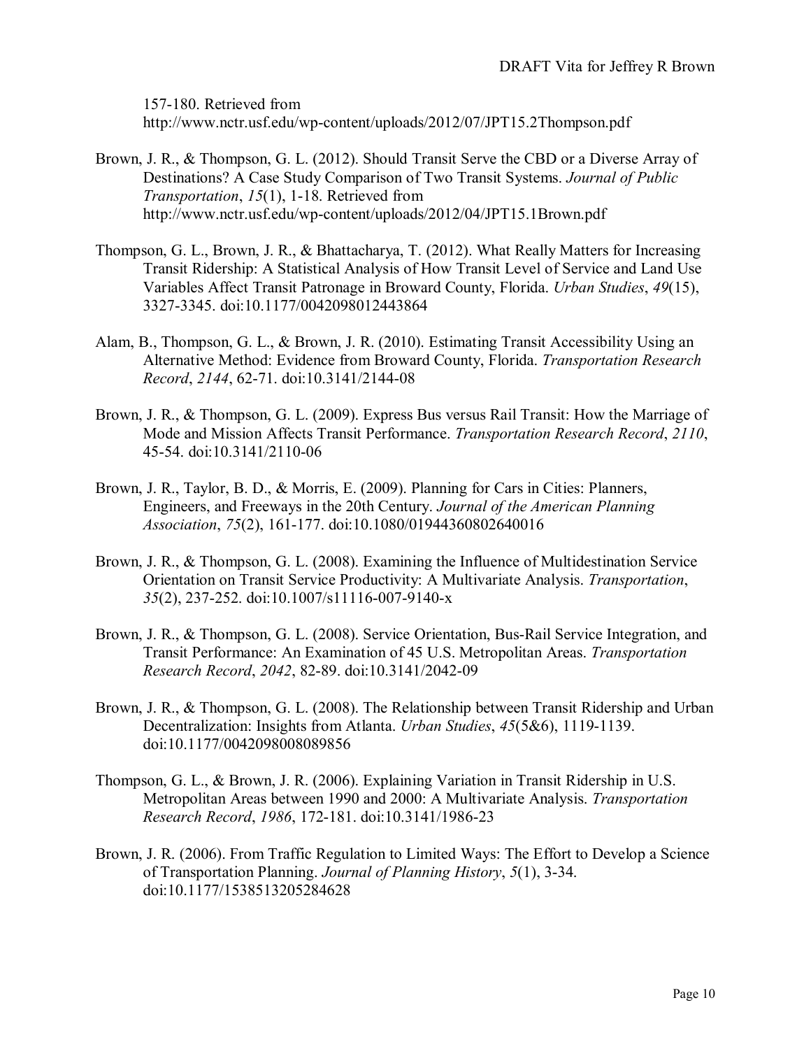157-180. Retrieved from http://www.nctr.usf.edu/wp-content/uploads/2012/07/JPT15.2Thompson.pdf

Brown, J. R., & Thompson, G. L. (2012). Should Transit Serve the CBD or a Diverse Array of Destinations? A Case Study Comparison of Two Transit Systems. *Journal of Public Transportation*, *15*(1), 1-18. Retrieved from http://www.nctr.usf.edu/wp-content/uploads/2012/04/JPT15.1Brown.pdf

Thompson, G. L., Brown, J. R., & Bhattacharya, T. (2012). What Really Matters for Increasing Transit Ridership: A Statistical Analysis of How Transit Level of Service and Land Use Variables Affect Transit Patronage in Broward County, Florida. *Urban Studies*, *49*(15), 3327-3345. doi:10.1177/0042098012443864

Alam, B., Thompson, G. L., & Brown, J. R. (2010). Estimating Transit Accessibility Using an Alternative Method: Evidence from Broward County, Florida. *Transportation Research Record*, *2144*, 62-71. doi:10.3141/2144-08

Brown, J. R., & Thompson, G. L. (2009). Express Bus versus Rail Transit: How the Marriage of Mode and Mission Affects Transit Performance. *Transportation Research Record*, *2110*, 45-54. doi:10.3141/2110-06

Brown, J. R., Taylor, B. D., & Morris, E. (2009). Planning for Cars in Cities: Planners, Engineers, and Freeways in the 20th Century. *Journal of the American Planning Association*, *75*(2), 161-177. doi:10.1080/01944360802640016

Brown, J. R., & Thompson, G. L. (2008). Examining the Influence of Multidestination Service Orientation on Transit Service Productivity: A Multivariate Analysis. *Transportation*, *35*(2), 237-252. doi:10.1007/s11116-007-9140-x

Brown, J. R., & Thompson, G. L. (2008). Service Orientation, Bus-Rail Service Integration, and Transit Performance: An Examination of 45 U.S. Metropolitan Areas. *Transportation Research Record*, *2042*, 82-89. doi:10.3141/2042-09

Brown, J. R., & Thompson, G. L. (2008). The Relationship between Transit Ridership and Urban Decentralization: Insights from Atlanta. *Urban Studies*, *45*(5&6), 1119-1139. doi:10.1177/0042098008089856

Thompson, G. L., & Brown, J. R. (2006). Explaining Variation in Transit Ridership in U.S. Metropolitan Areas between 1990 and 2000: A Multivariate Analysis. *Transportation Research Record*, *1986*, 172-181. doi:10.3141/1986-23

Brown, J. R. (2006). From Traffic Regulation to Limited Ways: The Effort to Develop a Science of Transportation Planning. *Journal of Planning History*, *5*(1), 3-34. doi:10.1177/1538513205284628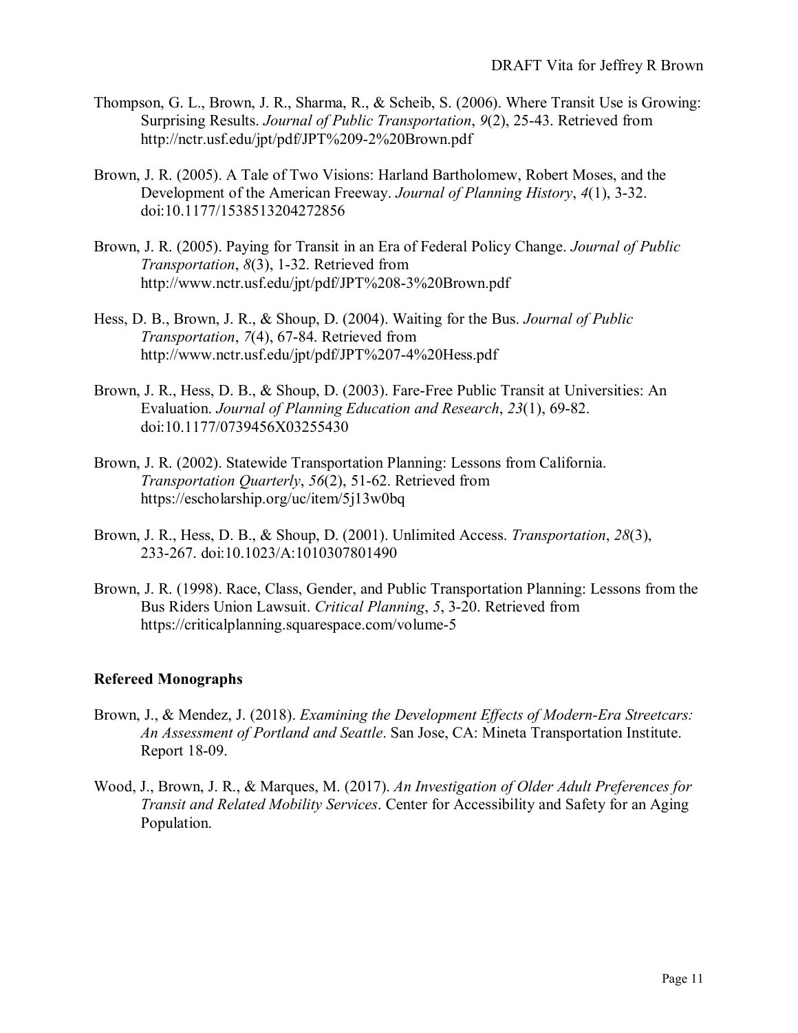Thompson, G. L., Brown, J. R., Sharma, R., & Scheib, S. (2006). Where Transit Use is Growing: Surprising Results. *Journal of Public Transportation*, *9*(2), 25-43. Retrieved from http://nctr.usf.edu/jpt/pdf/JPT%209-2%20Brown.pdf

Brown, J. R. (2005). A Tale of Two Visions: Harland Bartholomew, Robert Moses, and the Development of the American Freeway. *Journal of Planning History*, *4*(1), 3-32. doi:10.1177/1538513204272856

Brown, J. R. (2005). Paying for Transit in an Era of Federal Policy Change. *Journal of Public Transportation*, *8*(3), 1-32. Retrieved from http://www.nctr.usf.edu/jpt/pdf/JPT%208-3%20Brown.pdf

Hess, D. B., Brown, J. R., & Shoup, D. (2004). Waiting for the Bus. *Journal of Public Transportation*, *7*(4), 67-84. Retrieved from http://www.nctr.usf.edu/jpt/pdf/JPT%207-4%20Hess.pdf

Brown, J. R., Hess, D. B., & Shoup, D. (2003). Fare-Free Public Transit at Universities: An Evaluation. *Journal of Planning Education and Research*, *23*(1), 69-82. doi:10.1177/0739456X03255430

Brown, J. R. (2002). Statewide Transportation Planning: Lessons from California. *Transportation Quarterly*, *56*(2), 51-62. Retrieved from https://escholarship.org/uc/item/5j13w0bq

Brown, J. R., Hess, D. B., & Shoup, D. (2001). Unlimited Access. *Transportation*, *28*(3), 233-267. doi:10.1023/A:1010307801490

Brown, J. R. (1998). Race, Class, Gender, and Public Transportation Planning: Lessons from the Bus Riders Union Lawsuit. *Critical Planning*, *5*, 3-20. Retrieved from https://criticalplanning.squarespace.com/volume-5

**Refereed Monographs**

Brown, J., & Mendez, J. (2018). *Examining the Development Effects of Modern-Era Streetcars: An Assessment of Portland and Seattle*. San Jose, CA: Mineta Transportation Institute. Report 18-09.

Wood, J., Brown, J. R., & Marques, M. (2017). *An Investigation of Older Adult Preferences for Transit and Related Mobility Services*. Center for Accessibility and Safety for an Aging Population.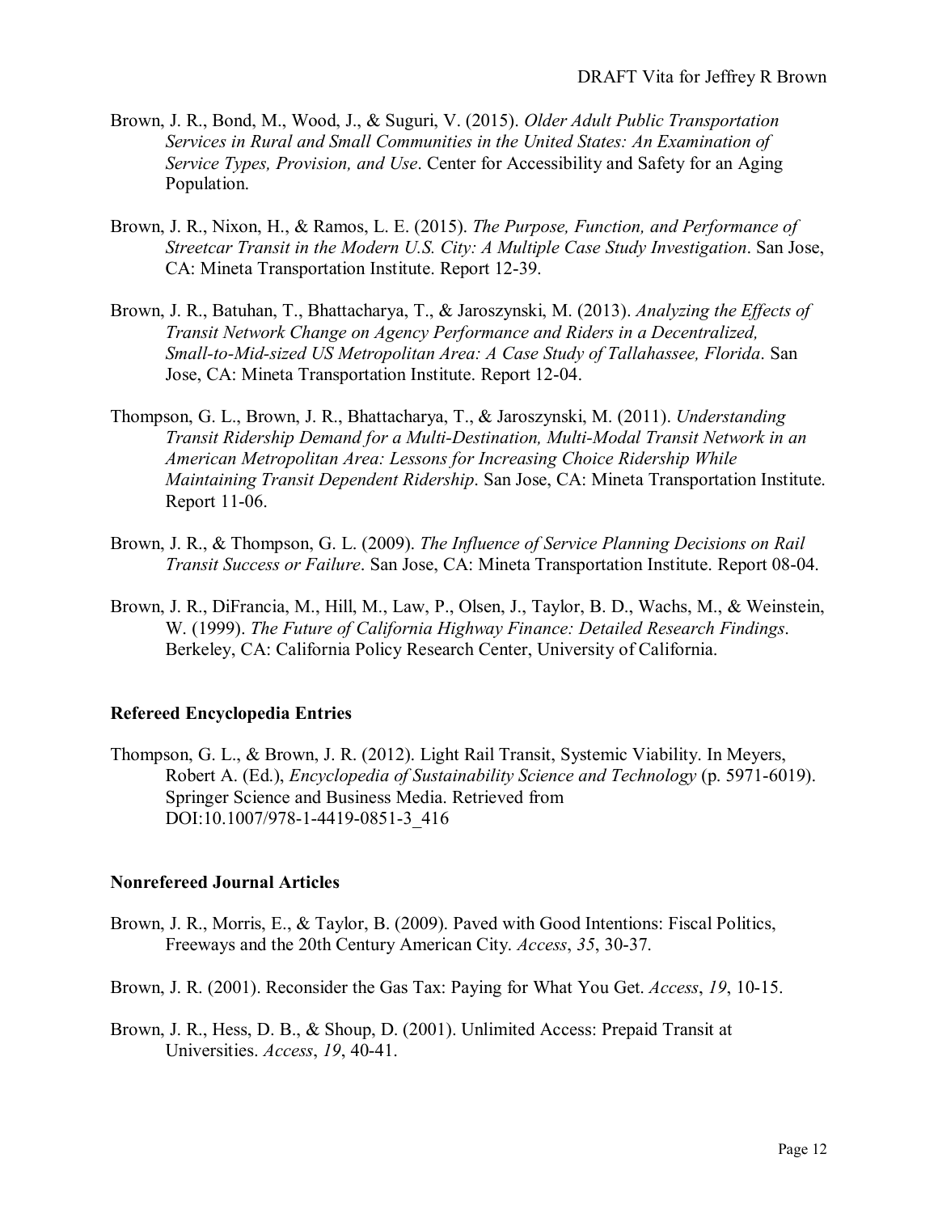Brown, J. R., Bond, M., Wood, J., & Suguri, V. (2015). *Older Adult Public Transportation Services in Rural and Small Communities in the United States: An Examination of Service Types, Provision, and Use*. Center for Accessibility and Safety for an Aging Population.

Brown, J. R., Nixon, H., & Ramos, L. E. (2015). *The Purpose, Function, and Performance of Streetcar Transit in the Modern U.S. City: A Multiple Case Study Investigation*. San Jose, CA: Mineta Transportation Institute. Report 12-39.

Brown, J. R., Batuhan, T., Bhattacharya, T., & Jaroszynski, M. (2013). *Analyzing the Effects of Transit Network Change on Agency Performance and Riders in a Decentralized, Small-to-Mid-sized US Metropolitan Area: A Case Study of Tallahassee, Florida*. San Jose, CA: Mineta Transportation Institute. Report 12-04.

Thompson, G. L., Brown, J. R., Bhattacharya, T., & Jaroszynski, M. (2011). *Understanding Transit Ridership Demand for a Multi-Destination, Multi-Modal Transit Network in an American Metropolitan Area: Lessons for Increasing Choice Ridership While Maintaining Transit Dependent Ridership*. San Jose, CA: Mineta Transportation Institute. Report 11-06.

Brown, J. R., & Thompson, G. L. (2009). *The Influence of Service Planning Decisions on Rail Transit Success or Failure*. San Jose, CA: Mineta Transportation Institute. Report 08-04.

Brown, J. R., DiFrancia, M., Hill, M., Law, P., Olsen, J., Taylor, B. D., Wachs, M., & Weinstein, W. (1999). *The Future of California Highway Finance: Detailed Research Findings*. Berkeley, CA: California Policy Research Center, University of California.

**Refereed Encyclopedia Entries**

Thompson, G. L., & Brown, J. R. (2012). Light Rail Transit, Systemic Viability. In Meyers, Robert A. (Ed.), *Encyclopedia of Sustainability Science and Technology* (p. 5971-6019). Springer Science and Business Media. Retrieved from DOI:10.1007/978-1-4419-0851-3_416

**Nonrefereed Journal Articles**

Brown, J. R., Morris, E., & Taylor, B. (2009). Paved with Good Intentions: Fiscal Politics, Freeways and the 20th Century American City. *Access*, *35*, 30-37.

Brown, J. R. (2001). Reconsider the Gas Tax: Paying for What You Get. *Access*, *19*, 10-15.

Brown, J. R., Hess, D. B., & Shoup, D. (2001). Unlimited Access: Prepaid Transit at Universities. *Access*, *19*, 40-41.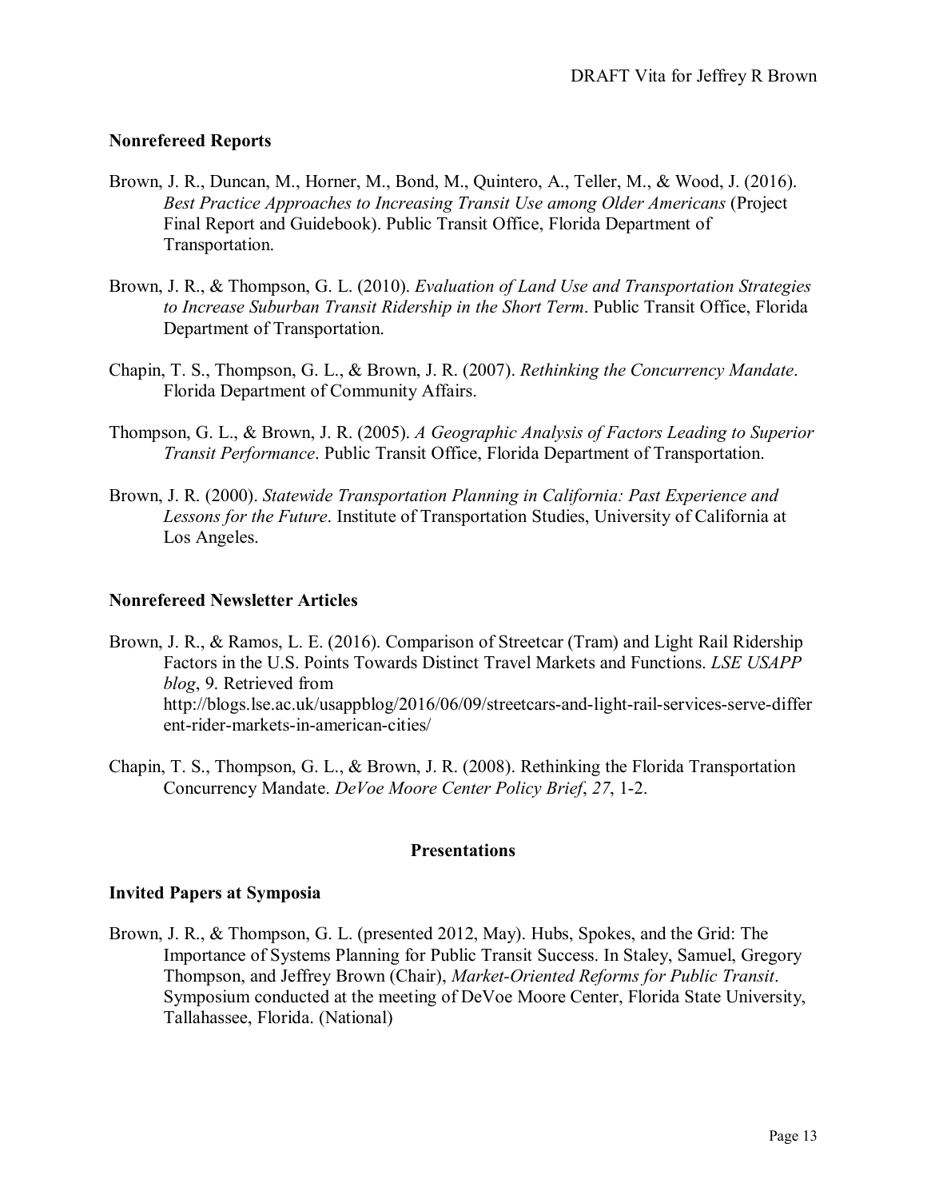### Nonrefereed Reports

Brown, J. R., Duncan, M., Horner, M., Bond, M., Quintero, A., Teller, M., & Wood, J. (2016). *Best Practice Approaches to Increasing Transit Use among Older Americans* (Project Final Report and Guidebook). Public Transit Office, Florida Department of Transportation.

Brown, J. R., & Thompson, G. L. (2010). *Evaluation of Land Use and Transportation Strategies to Increase Suburban Transit Ridership in the Short Term*. Public Transit Office, Florida Department of Transportation.

Chapin, T. S., Thompson, G. L., & Brown, J. R. (2007). *Rethinking the Concurrency Mandate*. Florida Department of Community Affairs.

Thompson, G. L., & Brown, J. R. (2005). *A Geographic Analysis of Factors Leading to Superior Transit Performance*. Public Transit Office, Florida Department of Transportation.

Brown, J. R. (2000). *Statewide Transportation Planning in California: Past Experience and Lessons for the Future*. Institute of Transportation Studies, University of California at Los Angeles.

### Nonrefereed Newsletter Articles

Brown, J. R., & Ramos, L. E. (2016). Comparison of Streetcar (Tram) and Light Rail Ridership Factors in the U.S. Points Towards Distinct Travel Markets and Functions. *LSE USAPP blog*, 9. Retrieved from http://blogs.lse.ac.uk/usappblog/2016/06/09/streetcars-and-light-rail-services-serve-different-rider-markets-in-american-cities/

Chapin, T. S., Thompson, G. L., & Brown, J. R. (2008). Rethinking the Florida Transportation Concurrency Mandate. *DeVoe Moore Center Policy Brief*, *27*, 1-2.

## Presentations

### Invited Papers at Symposia

Brown, J. R., & Thompson, G. L. (presented 2012, May). Hubs, Spokes, and the Grid: The Importance of Systems Planning for Public Transit Success. In Staley, Samuel, Gregory Thompson, and Jeffrey Brown (Chair), *Market-Oriented Reforms for Public Transit*. Symposium conducted at the meeting of DeVoe Moore Center, Florida State University, Tallahassee, Florida. (National)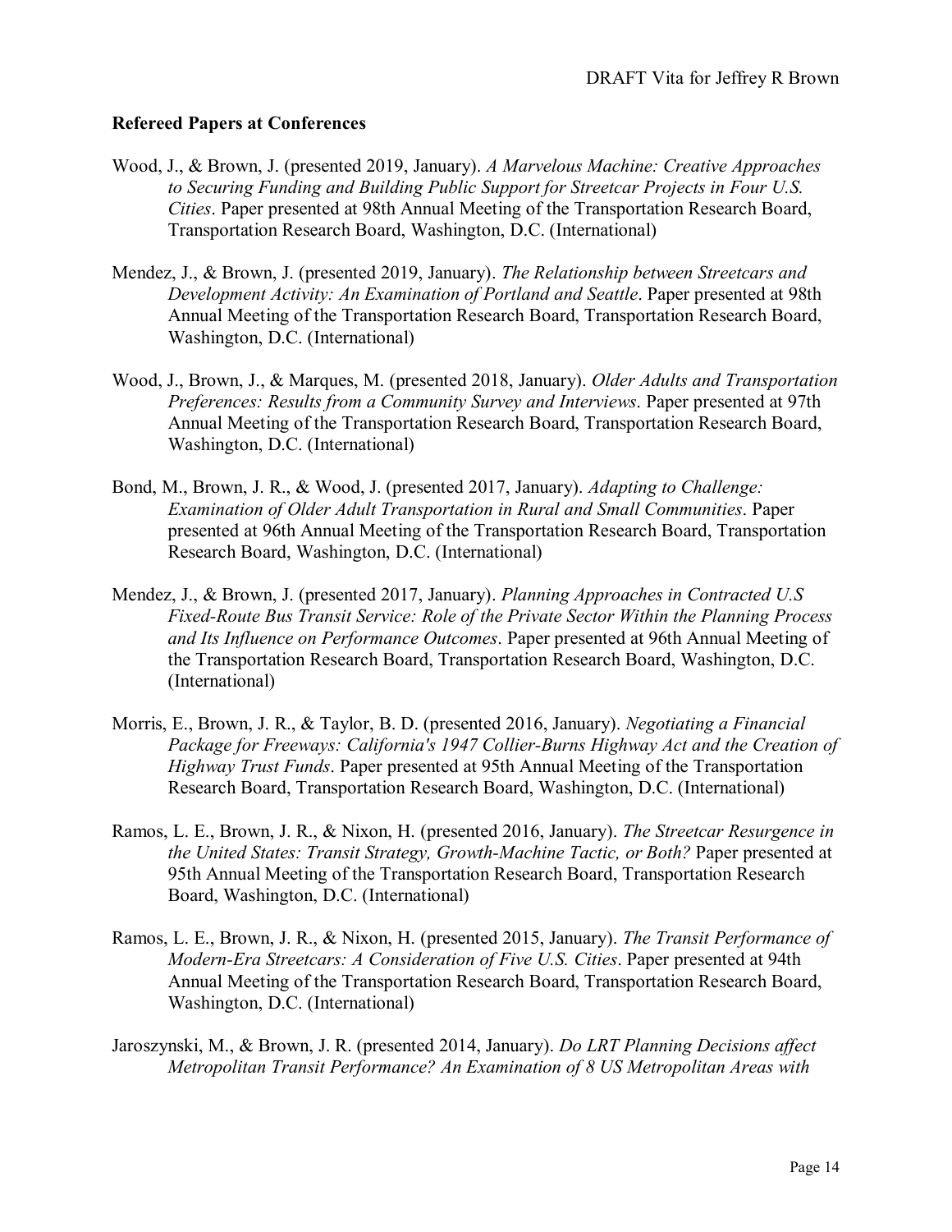**Refereed Papers at Conferences**

Wood, J., & Brown, J. (presented 2019, January). *A Marvelous Machine: Creative Approaches to Securing Funding and Building Public Support for Streetcar Projects in Four U.S. Cities*. Paper presented at 98th Annual Meeting of the Transportation Research Board, Transportation Research Board, Washington, D.C. (International)

Mendez, J., & Brown, J. (presented 2019, January). *The Relationship between Streetcars and Development Activity: An Examination of Portland and Seattle*. Paper presented at 98th Annual Meeting of the Transportation Research Board, Transportation Research Board, Washington, D.C. (International)

Wood, J., Brown, J., & Marques, M. (presented 2018, January). *Older Adults and Transportation Preferences: Results from a Community Survey and Interviews*. Paper presented at 97th Annual Meeting of the Transportation Research Board, Transportation Research Board, Washington, D.C. (International)

Bond, M., Brown, J. R., & Wood, J. (presented 2017, January). *Adapting to Challenge: Examination of Older Adult Transportation in Rural and Small Communities*. Paper presented at 96th Annual Meeting of the Transportation Research Board, Transportation Research Board, Washington, D.C. (International)

Mendez, J., & Brown, J. (presented 2017, January). *Planning Approaches in Contracted U.S Fixed-Route Bus Transit Service: Role of the Private Sector Within the Planning Process and Its Influence on Performance Outcomes*. Paper presented at 96th Annual Meeting of the Transportation Research Board, Transportation Research Board, Washington, D.C. (International)

Morris, E., Brown, J. R., & Taylor, B. D. (presented 2016, January). *Negotiating a Financial Package for Freeways: California's 1947 Collier-Burns Highway Act and the Creation of Highway Trust Funds*. Paper presented at 95th Annual Meeting of the Transportation Research Board, Transportation Research Board, Washington, D.C. (International)

Ramos, L. E., Brown, J. R., & Nixon, H. (presented 2016, January). *The Streetcar Resurgence in the United States: Transit Strategy, Growth-Machine Tactic, or Both?* Paper presented at 95th Annual Meeting of the Transportation Research Board, Transportation Research Board, Washington, D.C. (International)

Ramos, L. E., Brown, J. R., & Nixon, H. (presented 2015, January). *The Transit Performance of Modern-Era Streetcars: A Consideration of Five U.S. Cities*. Paper presented at 94th Annual Meeting of the Transportation Research Board, Transportation Research Board, Washington, D.C. (International)

Jaroszynski, M., & Brown, J. R. (presented 2014, January). *Do LRT Planning Decisions affect Metropolitan Transit Performance? An Examination of 8 US Metropolitan Areas with*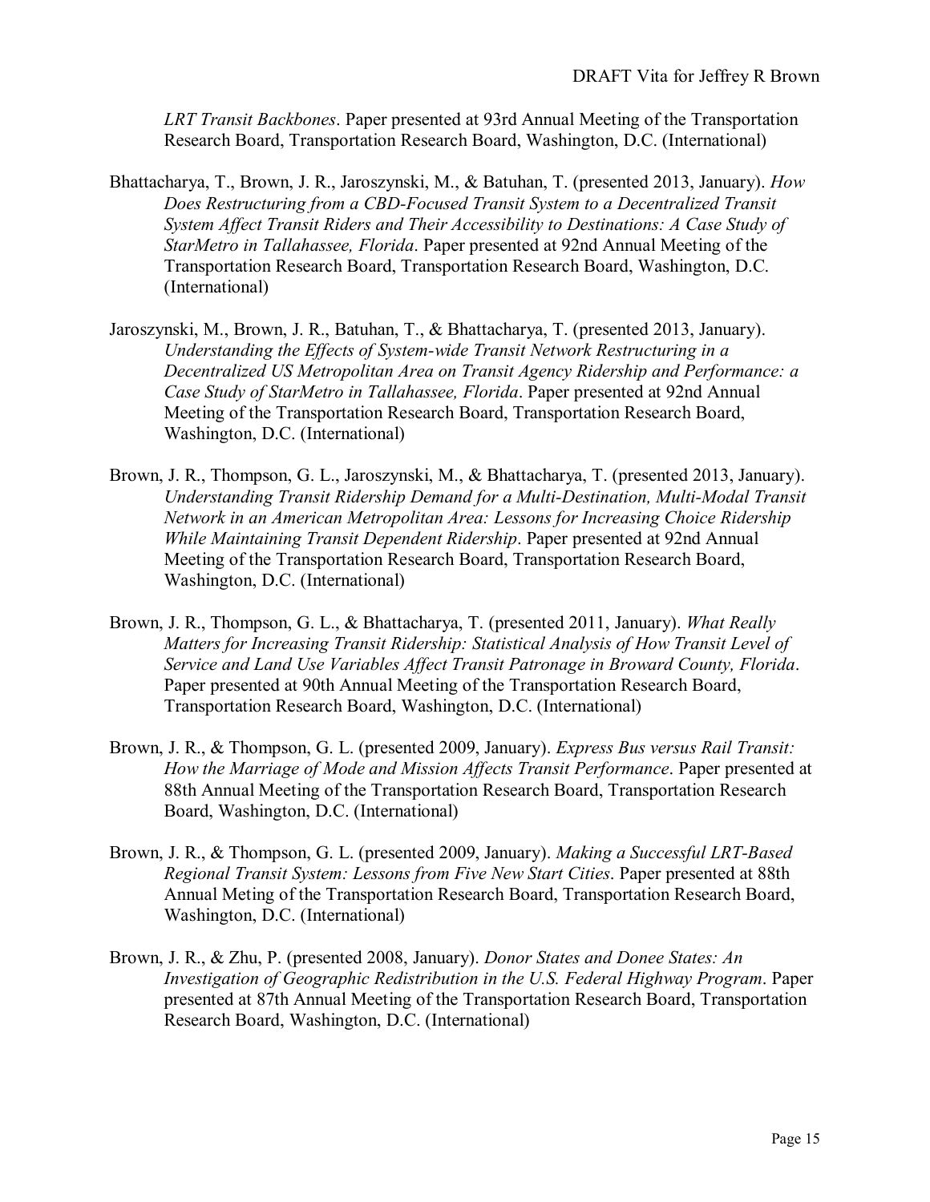*LRT Transit Backbones*. Paper presented at 93rd Annual Meeting of the Transportation Research Board, Transportation Research Board, Washington, D.C. (International)

Bhattacharya, T., Brown, J. R., Jaroszynski, M., & Batuhan, T. (presented 2013, January). *How Does Restructuring from a CBD-Focused Transit System to a Decentralized Transit System Affect Transit Riders and Their Accessibility to Destinations: A Case Study of StarMetro in Tallahassee, Florida*. Paper presented at 92nd Annual Meeting of the Transportation Research Board, Transportation Research Board, Washington, D.C. (International)

Jaroszynski, M., Brown, J. R., Batuhan, T., & Bhattacharya, T. (presented 2013, January). *Understanding the Effects of System-wide Transit Network Restructuring in a Decentralized US Metropolitan Area on Transit Agency Ridership and Performance: a Case Study of StarMetro in Tallahassee, Florida*. Paper presented at 92nd Annual Meeting of the Transportation Research Board, Transportation Research Board, Washington, D.C. (International)

Brown, J. R., Thompson, G. L., Jaroszynski, M., & Bhattacharya, T. (presented 2013, January). *Understanding Transit Ridership Demand for a Multi-Destination, Multi-Modal Transit Network in an American Metropolitan Area: Lessons for Increasing Choice Ridership While Maintaining Transit Dependent Ridership*. Paper presented at 92nd Annual Meeting of the Transportation Research Board, Transportation Research Board, Washington, D.C. (International)

Brown, J. R., Thompson, G. L., & Bhattacharya, T. (presented 2011, January). *What Really Matters for Increasing Transit Ridership: Statistical Analysis of How Transit Level of Service and Land Use Variables Affect Transit Patronage in Broward County, Florida*. Paper presented at 90th Annual Meeting of the Transportation Research Board, Transportation Research Board, Washington, D.C. (International)

Brown, J. R., & Thompson, G. L. (presented 2009, January). *Express Bus versus Rail Transit: How the Marriage of Mode and Mission Affects Transit Performance*. Paper presented at 88th Annual Meeting of the Transportation Research Board, Transportation Research Board, Washington, D.C. (International)

Brown, J. R., & Thompson, G. L. (presented 2009, January). *Making a Successful LRT-Based Regional Transit System: Lessons from Five New Start Cities*. Paper presented at 88th Annual Meting of the Transportation Research Board, Transportation Research Board, Washington, D.C. (International)

Brown, J. R., & Zhu, P. (presented 2008, January). *Donor States and Donee States: An Investigation of Geographic Redistribution in the U.S. Federal Highway Program*. Paper presented at 87th Annual Meeting of the Transportation Research Board, Transportation Research Board, Washington, D.C. (International)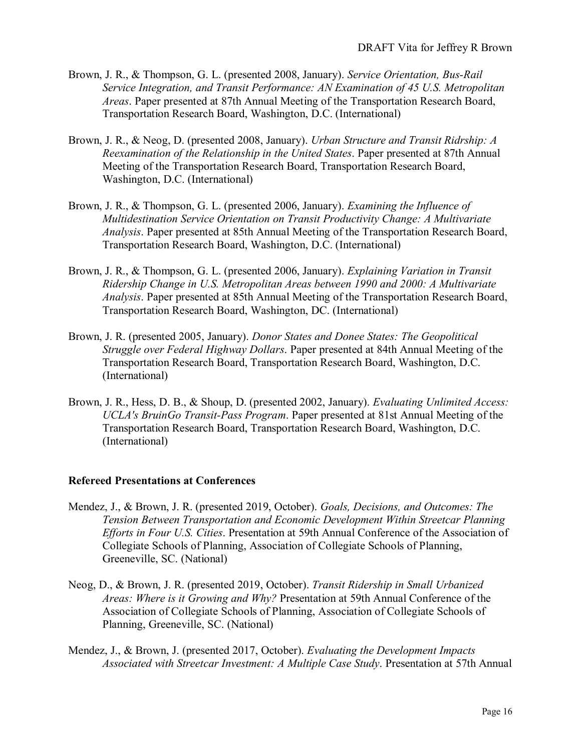Brown, J. R., & Thompson, G. L. (presented 2008, January). *Service Orientation, Bus-Rail Service Integration, and Transit Performance: AN Examination of 45 U.S. Metropolitan Areas*. Paper presented at 87th Annual Meeting of the Transportation Research Board, Transportation Research Board, Washington, D.C. (International)

Brown, J. R., & Neog, D. (presented 2008, January). *Urban Structure and Transit Ridrship: A Reexamination of the Relationship in the United States*. Paper presented at 87th Annual Meeting of the Transportation Research Board, Transportation Research Board, Washington, D.C. (International)

Brown, J. R., & Thompson, G. L. (presented 2006, January). *Examining the Influence of Multidestination Service Orientation on Transit Productivity Change: A Multivariate Analysis*. Paper presented at 85th Annual Meeting of the Transportation Research Board, Transportation Research Board, Washington, D.C. (International)

Brown, J. R., & Thompson, G. L. (presented 2006, January). *Explaining Variation in Transit Ridership Change in U.S. Metropolitan Areas between 1990 and 2000: A Multivariate Analysis*. Paper presented at 85th Annual Meeting of the Transportation Research Board, Transportation Research Board, Washington, DC. (International)

Brown, J. R. (presented 2005, January). *Donor States and Donee States: The Geopolitical Struggle over Federal Highway Dollars*. Paper presented at 84th Annual Meeting of the Transportation Research Board, Transportation Research Board, Washington, D.C. (International)

Brown, J. R., Hess, D. B., & Shoup, D. (presented 2002, January). *Evaluating Unlimited Access: UCLA's BruinGo Transit-Pass Program*. Paper presented at 81st Annual Meeting of the Transportation Research Board, Transportation Research Board, Washington, D.C. (International)

### Refereed Presentations at Conferences

Mendez, J., & Brown, J. R. (presented 2019, October). *Goals, Decisions, and Outcomes: The Tension Between Transportation and Economic Development Within Streetcar Planning Efforts in Four U.S. Cities*. Presentation at 59th Annual Conference of the Association of Collegiate Schools of Planning, Association of Collegiate Schools of Planning, Greeneville, SC. (National)

Neog, D., & Brown, J. R. (presented 2019, October). *Transit Ridership in Small Urbanized Areas: Where is it Growing and Why?* Presentation at 59th Annual Conference of the Association of Collegiate Schools of Planning, Association of Collegiate Schools of Planning, Greeneville, SC. (National)

Mendez, J., & Brown, J. (presented 2017, October). *Evaluating the Development Impacts Associated with Streetcar Investment: A Multiple Case Study*. Presentation at 57th Annual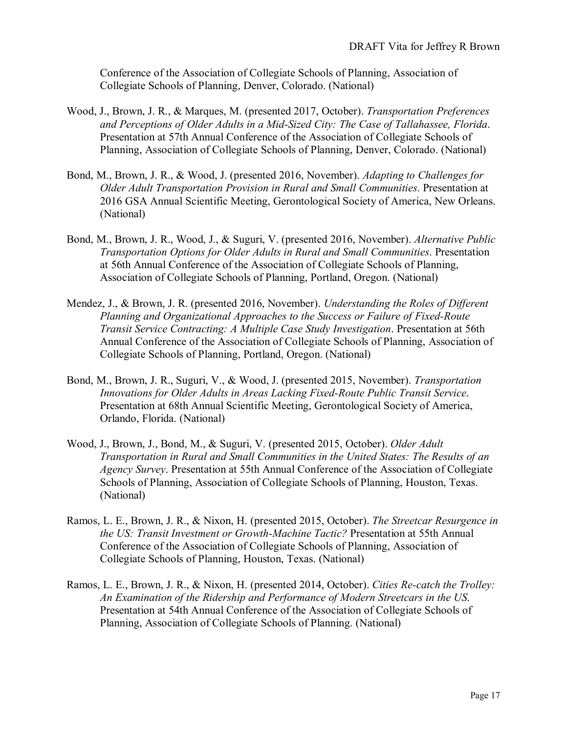Conference of the Association of Collegiate Schools of Planning, Association of Collegiate Schools of Planning, Denver, Colorado. (National)

Wood, J., Brown, J. R., & Marques, M. (presented 2017, October). *Transportation Preferences and Perceptions of Older Adults in a Mid-Sized City: The Case of Tallahassee, Florida*. Presentation at 57th Annual Conference of the Association of Collegiate Schools of Planning, Association of Collegiate Schools of Planning, Denver, Colorado. (National)

Bond, M., Brown, J. R., & Wood, J. (presented 2016, November). *Adapting to Challenges for Older Adult Transportation Provision in Rural and Small Communities*. Presentation at 2016 GSA Annual Scientific Meeting, Gerontological Society of America, New Orleans. (National)

Bond, M., Brown, J. R., Wood, J., & Suguri, V. (presented 2016, November). *Alternative Public Transportation Options for Older Adults in Rural and Small Communities*. Presentation at 56th Annual Conference of the Association of Collegiate Schools of Planning, Association of Collegiate Schools of Planning, Portland, Oregon. (National)

Mendez, J., & Brown, J. R. (presented 2016, November). *Understanding the Roles of Different Planning and Organizational Approaches to the Success or Failure of Fixed-Route Transit Service Contracting: A Multiple Case Study Investigation*. Presentation at 56th Annual Conference of the Association of Collegiate Schools of Planning, Association of Collegiate Schools of Planning, Portland, Oregon. (National)

Bond, M., Brown, J. R., Suguri, V., & Wood, J. (presented 2015, November). *Transportation Innovations for Older Adults in Areas Lacking Fixed-Route Public Transit Service*. Presentation at 68th Annual Scientific Meeting, Gerontological Society of America, Orlando, Florida. (National)

Wood, J., Brown, J., Bond, M., & Suguri, V. (presented 2015, October). *Older Adult Transportation in Rural and Small Communities in the United States: The Results of an Agency Survey*. Presentation at 55th Annual Conference of the Association of Collegiate Schools of Planning, Association of Collegiate Schools of Planning, Houston, Texas. (National)

Ramos, L. E., Brown, J. R., & Nixon, H. (presented 2015, October). *The Streetcar Resurgence in the US: Transit Investment or Growth-Machine Tactic?* Presentation at 55th Annual Conference of the Association of Collegiate Schools of Planning, Association of Collegiate Schools of Planning, Houston, Texas. (National)

Ramos, L. E., Brown, J. R., & Nixon, H. (presented 2014, October). *Cities Re-catch the Trolley: An Examination of the Ridership and Performance of Modern Streetcars in the US*. Presentation at 54th Annual Conference of the Association of Collegiate Schools of Planning, Association of Collegiate Schools of Planning. (National)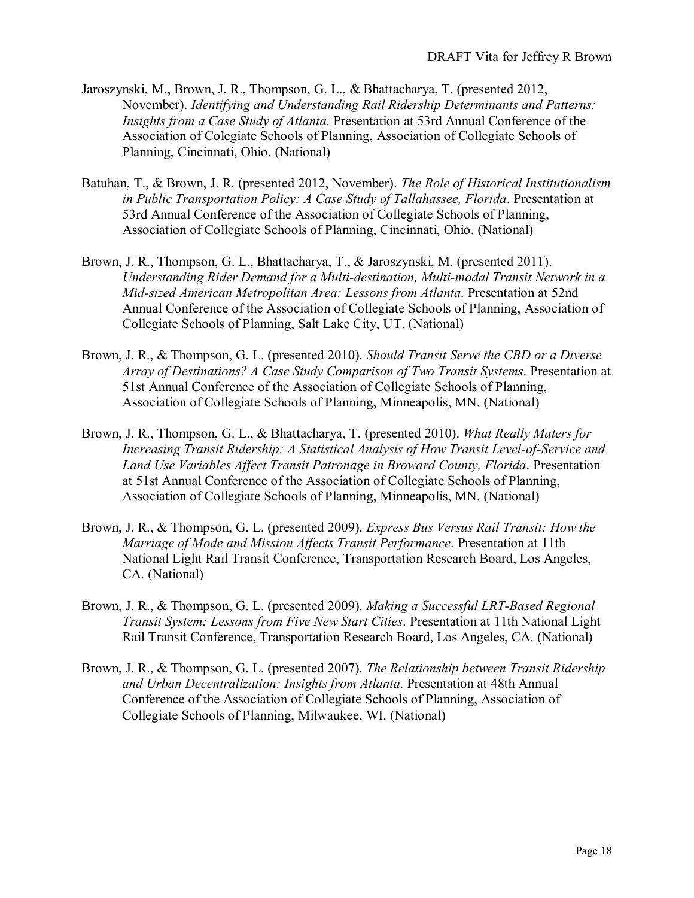Jaroszynski, M., Brown, J. R., Thompson, G. L., & Bhattacharya, T. (presented 2012, November). *Identifying and Understanding Rail Ridership Determinants and Patterns: Insights from a Case Study of Atlanta*. Presentation at 53rd Annual Conference of the Association of Colegiate Schools of Planning, Association of Collegiate Schools of Planning, Cincinnati, Ohio. (National)

Batuhan, T., & Brown, J. R. (presented 2012, November). *The Role of Historical Institutionalism in Public Transportation Policy: A Case Study of Tallahassee, Florida*. Presentation at 53rd Annual Conference of the Association of Collegiate Schools of Planning, Association of Collegiate Schools of Planning, Cincinnati, Ohio. (National)

Brown, J. R., Thompson, G. L., Bhattacharya, T., & Jaroszynski, M. (presented 2011). *Understanding Rider Demand for a Multi-destination, Multi-modal Transit Network in a Mid-sized American Metropolitan Area: Lessons from Atlanta*. Presentation at 52nd Annual Conference of the Association of Collegiate Schools of Planning, Association of Collegiate Schools of Planning, Salt Lake City, UT. (National)

Brown, J. R., & Thompson, G. L. (presented 2010). *Should Transit Serve the CBD or a Diverse Array of Destinations? A Case Study Comparison of Two Transit Systems*. Presentation at 51st Annual Conference of the Association of Collegiate Schools of Planning, Association of Collegiate Schools of Planning, Minneapolis, MN. (National)

Brown, J. R., Thompson, G. L., & Bhattacharya, T. (presented 2010). *What Really Maters for Increasing Transit Ridership: A Statistical Analysis of How Transit Level-of-Service and Land Use Variables Affect Transit Patronage in Broward County, Florida*. Presentation at 51st Annual Conference of the Association of Collegiate Schools of Planning, Association of Collegiate Schools of Planning, Minneapolis, MN. (National)

Brown, J. R., & Thompson, G. L. (presented 2009). *Express Bus Versus Rail Transit: How the Marriage of Mode and Mission Affects Transit Performance*. Presentation at 11th National Light Rail Transit Conference, Transportation Research Board, Los Angeles, CA. (National)

Brown, J. R., & Thompson, G. L. (presented 2009). *Making a Successful LRT-Based Regional Transit System: Lessons from Five New Start Cities*. Presentation at 11th National Light Rail Transit Conference, Transportation Research Board, Los Angeles, CA. (National)

Brown, J. R., & Thompson, G. L. (presented 2007). *The Relationship between Transit Ridership and Urban Decentralization: Insights from Atlanta*. Presentation at 48th Annual Conference of the Association of Collegiate Schools of Planning, Association of Collegiate Schools of Planning, Milwaukee, WI. (National)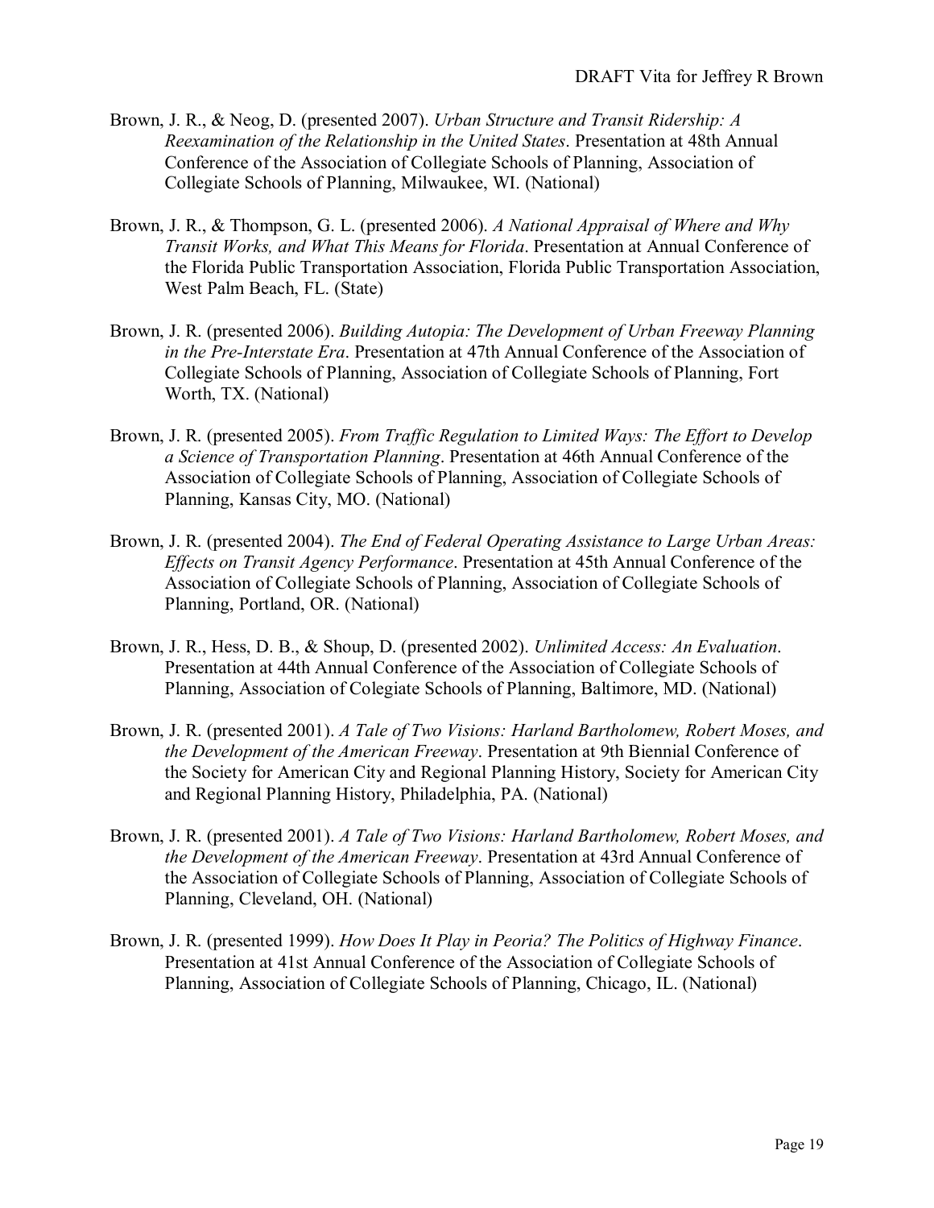Brown, J. R., & Neog, D. (presented 2007). *Urban Structure and Transit Ridership: A Reexamination of the Relationship in the United States*. Presentation at 48th Annual Conference of the Association of Collegiate Schools of Planning, Association of Collegiate Schools of Planning, Milwaukee, WI. (National)

Brown, J. R., & Thompson, G. L. (presented 2006). *A National Appraisal of Where and Why Transit Works, and What This Means for Florida*. Presentation at Annual Conference of the Florida Public Transportation Association, Florida Public Transportation Association, West Palm Beach, FL. (State)

Brown, J. R. (presented 2006). *Building Autopia: The Development of Urban Freeway Planning in the Pre-Interstate Era*. Presentation at 47th Annual Conference of the Association of Collegiate Schools of Planning, Association of Collegiate Schools of Planning, Fort Worth, TX. (National)

Brown, J. R. (presented 2005). *From Traffic Regulation to Limited Ways: The Effort to Develop a Science of Transportation Planning*. Presentation at 46th Annual Conference of the Association of Collegiate Schools of Planning, Association of Collegiate Schools of Planning, Kansas City, MO. (National)

Brown, J. R. (presented 2004). *The End of Federal Operating Assistance to Large Urban Areas: Effects on Transit Agency Performance*. Presentation at 45th Annual Conference of the Association of Collegiate Schools of Planning, Association of Collegiate Schools of Planning, Portland, OR. (National)

Brown, J. R., Hess, D. B., & Shoup, D. (presented 2002). *Unlimited Access: An Evaluation*. Presentation at 44th Annual Conference of the Association of Collegiate Schools of Planning, Association of Colegiate Schools of Planning, Baltimore, MD. (National)

Brown, J. R. (presented 2001). *A Tale of Two Visions: Harland Bartholomew, Robert Moses, and the Development of the American Freeway*. Presentation at 9th Biennial Conference of the Society for American City and Regional Planning History, Society for American City and Regional Planning History, Philadelphia, PA. (National)

Brown, J. R. (presented 2001). *A Tale of Two Visions: Harland Bartholomew, Robert Moses, and the Development of the American Freeway*. Presentation at 43rd Annual Conference of the Association of Collegiate Schools of Planning, Association of Collegiate Schools of Planning, Cleveland, OH. (National)

Brown, J. R. (presented 1999). *How Does It Play in Peoria? The Politics of Highway Finance*. Presentation at 41st Annual Conference of the Association of Collegiate Schools of Planning, Association of Collegiate Schools of Planning, Chicago, IL. (National)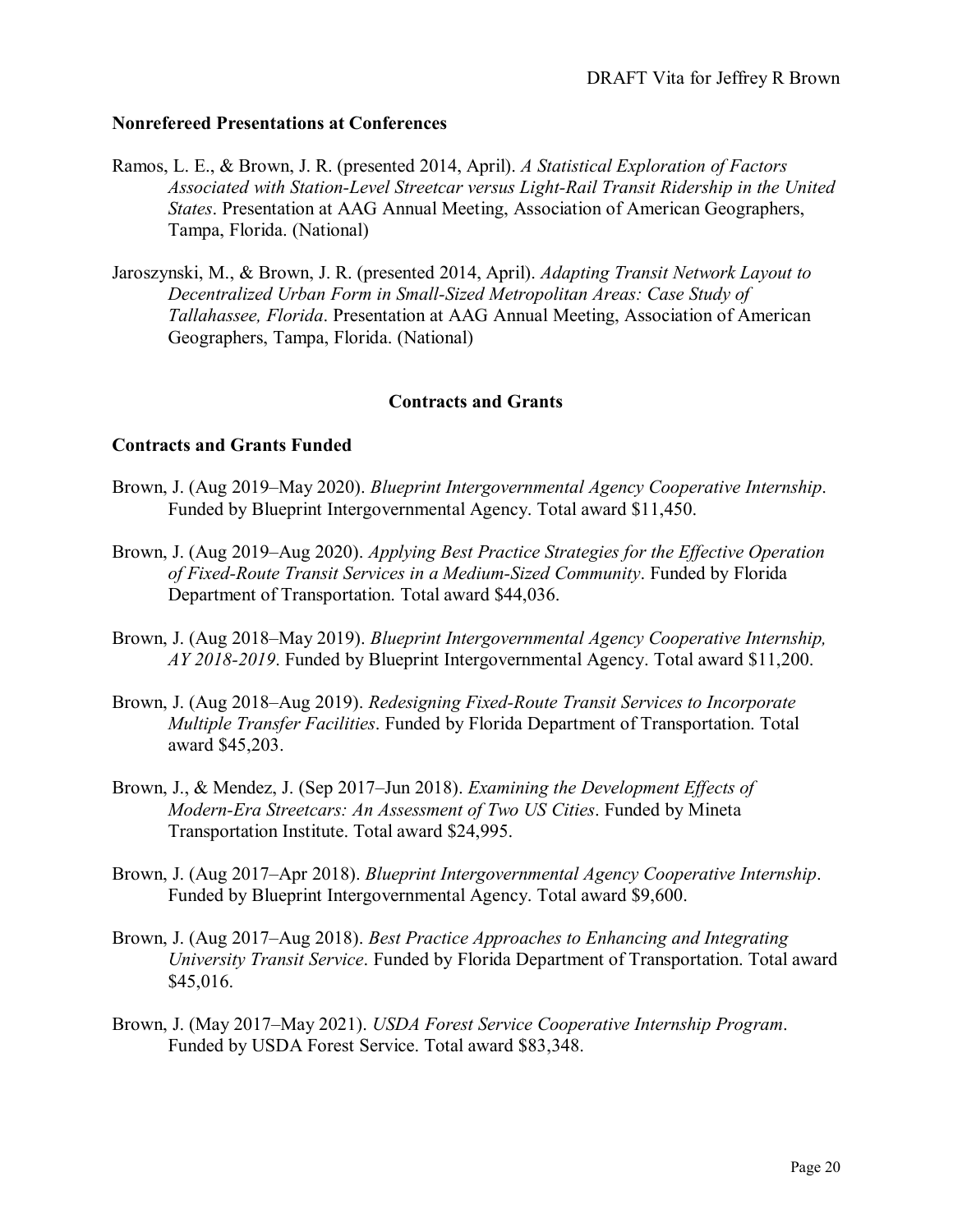### Nonrefereed Presentations at Conferences

Ramos, L. E., & Brown, J. R. (presented 2014, April). *A Statistical Exploration of Factors Associated with Station-Level Streetcar versus Light-Rail Transit Ridership in the United States*. Presentation at AAG Annual Meeting, Association of American Geographers, Tampa, Florida. (National)

Jaroszynski, M., & Brown, J. R. (presented 2014, April). *Adapting Transit Network Layout to Decentralized Urban Form in Small-Sized Metropolitan Areas: Case Study of Tallahassee, Florida*. Presentation at AAG Annual Meeting, Association of American Geographers, Tampa, Florida. (National)

## Contracts and Grants

### Contracts and Grants Funded

Brown, J. (Aug 2019–May 2020). *Blueprint Intergovernmental Agency Cooperative Internship*. Funded by Blueprint Intergovernmental Agency. Total award $11,450.

Brown, J. (Aug 2019–Aug 2020). *Applying Best Practice Strategies for the Effective Operation of Fixed-Route Transit Services in a Medium-Sized Community*. Funded by Florida Department of Transportation. Total award $44,036.

Brown, J. (Aug 2018–May 2019). *Blueprint Intergovernmental Agency Cooperative Internship, AY 2018-2019*. Funded by Blueprint Intergovernmental Agency. Total award $11,200.

Brown, J. (Aug 2018–Aug 2019). *Redesigning Fixed-Route Transit Services to Incorporate Multiple Transfer Facilities*. Funded by Florida Department of Transportation. Total award $45,203.

Brown, J., & Mendez, J. (Sep 2017–Jun 2018). *Examining the Development Effects of Modern-Era Streetcars: An Assessment of Two US Cities*. Funded by Mineta Transportation Institute. Total award $24,995.

Brown, J. (Aug 2017–Apr 2018). *Blueprint Intergovernmental Agency Cooperative Internship*. Funded by Blueprint Intergovernmental Agency. Total award $9,600.

Brown, J. (Aug 2017–Aug 2018). *Best Practice Approaches to Enhancing and Integrating University Transit Service*. Funded by Florida Department of Transportation. Total award $45,016.

Brown, J. (May 2017–May 2021). *USDA Forest Service Cooperative Internship Program*. Funded by USDA Forest Service. Total award $83,348.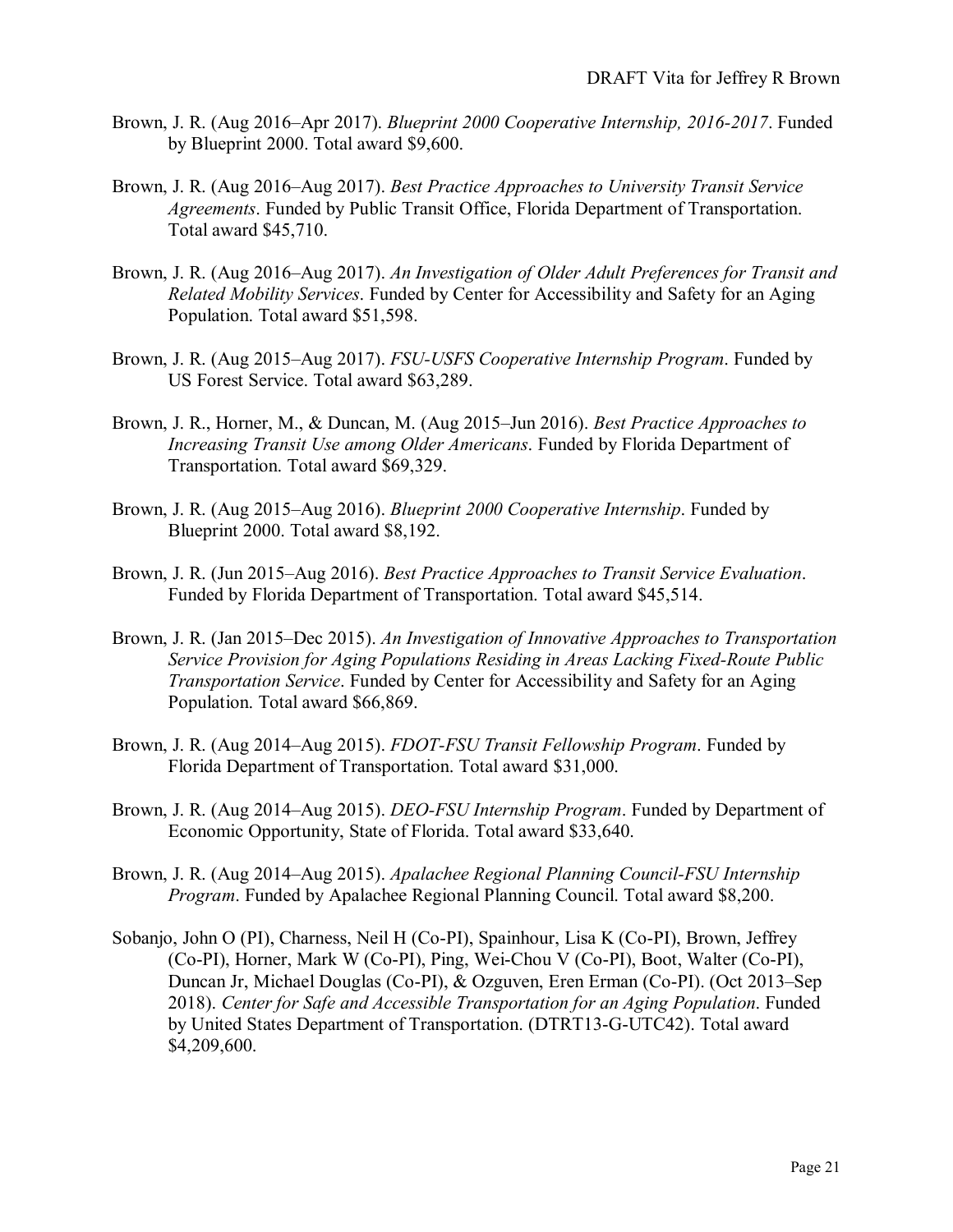Brown, J. R. (Aug 2016–Apr 2017). *Blueprint 2000 Cooperative Internship, 2016-2017*. Funded by Blueprint 2000. Total award $9,600.

Brown, J. R. (Aug 2016–Aug 2017). *Best Practice Approaches to University Transit Service Agreements*. Funded by Public Transit Office, Florida Department of Transportation. Total award $45,710.

Brown, J. R. (Aug 2016–Aug 2017). *An Investigation of Older Adult Preferences for Transit and Related Mobility Services*. Funded by Center for Accessibility and Safety for an Aging Population. Total award $51,598.

Brown, J. R. (Aug 2015–Aug 2017). *FSU-USFS Cooperative Internship Program*. Funded by US Forest Service. Total award $63,289.

Brown, J. R., Horner, M., & Duncan, M. (Aug 2015–Jun 2016). *Best Practice Approaches to Increasing Transit Use among Older Americans*. Funded by Florida Department of Transportation. Total award $69,329.

Brown, J. R. (Aug 2015–Aug 2016). *Blueprint 2000 Cooperative Internship*. Funded by Blueprint 2000. Total award $8,192.

Brown, J. R. (Jun 2015–Aug 2016). *Best Practice Approaches to Transit Service Evaluation*. Funded by Florida Department of Transportation. Total award $45,514.

Brown, J. R. (Jan 2015–Dec 2015). *An Investigation of Innovative Approaches to Transportation Service Provision for Aging Populations Residing in Areas Lacking Fixed-Route Public Transportation Service*. Funded by Center for Accessibility and Safety for an Aging Population. Total award $66,869.

Brown, J. R. (Aug 2014–Aug 2015). *FDOT-FSU Transit Fellowship Program*. Funded by Florida Department of Transportation. Total award $31,000.

Brown, J. R. (Aug 2014–Aug 2015). *DEO-FSU Internship Program*. Funded by Department of Economic Opportunity, State of Florida. Total award $33,640.

Brown, J. R. (Aug 2014–Aug 2015). *Apalachee Regional Planning Council-FSU Internship Program*. Funded by Apalachee Regional Planning Council. Total award $8,200.

Sobanjo, John O (PI), Charness, Neil H (Co-PI), Spainhour, Lisa K (Co-PI), Brown, Jeffrey (Co-PI), Horner, Mark W (Co-PI), Ping, Wei-Chou V (Co-PI), Boot, Walter (Co-PI), Duncan Jr, Michael Douglas (Co-PI), & Ozguven, Eren Erman (Co-PI). (Oct 2013–Sep 2018). *Center for Safe and Accessible Transportation for an Aging Population*. Funded by United States Department of Transportation. (DTRT13-G-UTC42). Total award $4,209,600.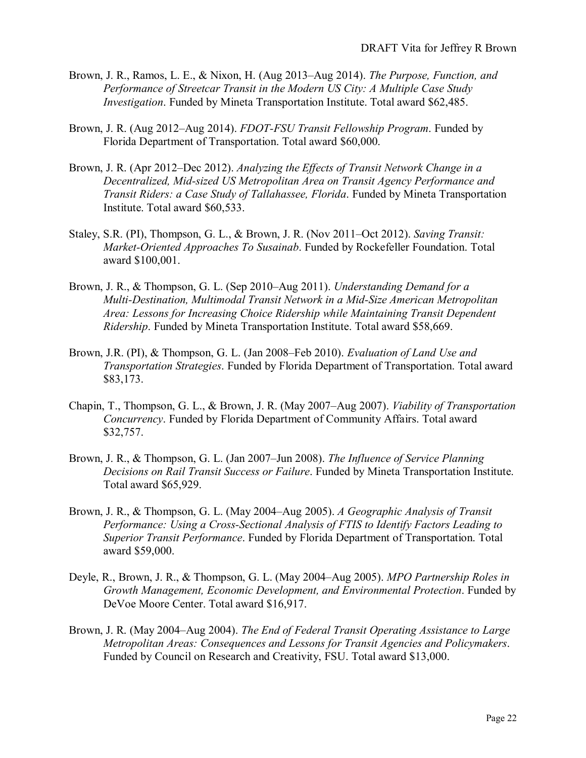Brown, J. R., Ramos, L. E., & Nixon, H. (Aug 2013–Aug 2014). *The Purpose, Function, and Performance of Streetcar Transit in the Modern US City: A Multiple Case Study Investigation*. Funded by Mineta Transportation Institute. Total award $62,485.

Brown, J. R. (Aug 2012–Aug 2014). *FDOT-FSU Transit Fellowship Program*. Funded by Florida Department of Transportation. Total award $60,000.

Brown, J. R. (Apr 2012–Dec 2012). *Analyzing the Effects of Transit Network Change in a Decentralized, Mid-sized US Metropolitan Area on Transit Agency Performance and Transit Riders: a Case Study of Tallahassee, Florida*. Funded by Mineta Transportation Institute. Total award $60,533.

Staley, S.R. (PI), Thompson, G. L., & Brown, J. R. (Nov 2011–Oct 2012). *Saving Transit: Market-Oriented Approaches To Susainab*. Funded by Rockefeller Foundation. Total award $100,001.

Brown, J. R., & Thompson, G. L. (Sep 2010–Aug 2011). *Understanding Demand for a Multi-Destination, Multimodal Transit Network in a Mid-Size American Metropolitan Area: Lessons for Increasing Choice Ridership while Maintaining Transit Dependent Ridership*. Funded by Mineta Transportation Institute. Total award $58,669.

Brown, J.R. (PI), & Thompson, G. L. (Jan 2008–Feb 2010). *Evaluation of Land Use and Transportation Strategies*. Funded by Florida Department of Transportation. Total award $83,173.

Chapin, T., Thompson, G. L., & Brown, J. R. (May 2007–Aug 2007). *Viability of Transportation Concurrency*. Funded by Florida Department of Community Affairs. Total award $32,757.

Brown, J. R., & Thompson, G. L. (Jan 2007–Jun 2008). *The Influence of Service Planning Decisions on Rail Transit Success or Failure*. Funded by Mineta Transportation Institute. Total award $65,929.

Brown, J. R., & Thompson, G. L. (May 2004–Aug 2005). *A Geographic Analysis of Transit Performance: Using a Cross-Sectional Analysis of FTIS to Identify Factors Leading to Superior Transit Performance*. Funded by Florida Department of Transportation. Total award $59,000.

Deyle, R., Brown, J. R., & Thompson, G. L. (May 2004–Aug 2005). *MPO Partnership Roles in Growth Management, Economic Development, and Environmental Protection*. Funded by DeVoe Moore Center. Total award $16,917.

Brown, J. R. (May 2004–Aug 2004). *The End of Federal Transit Operating Assistance to Large Metropolitan Areas: Consequences and Lessons for Transit Agencies and Policymakers*. Funded by Council on Research and Creativity, FSU. Total award $13,000.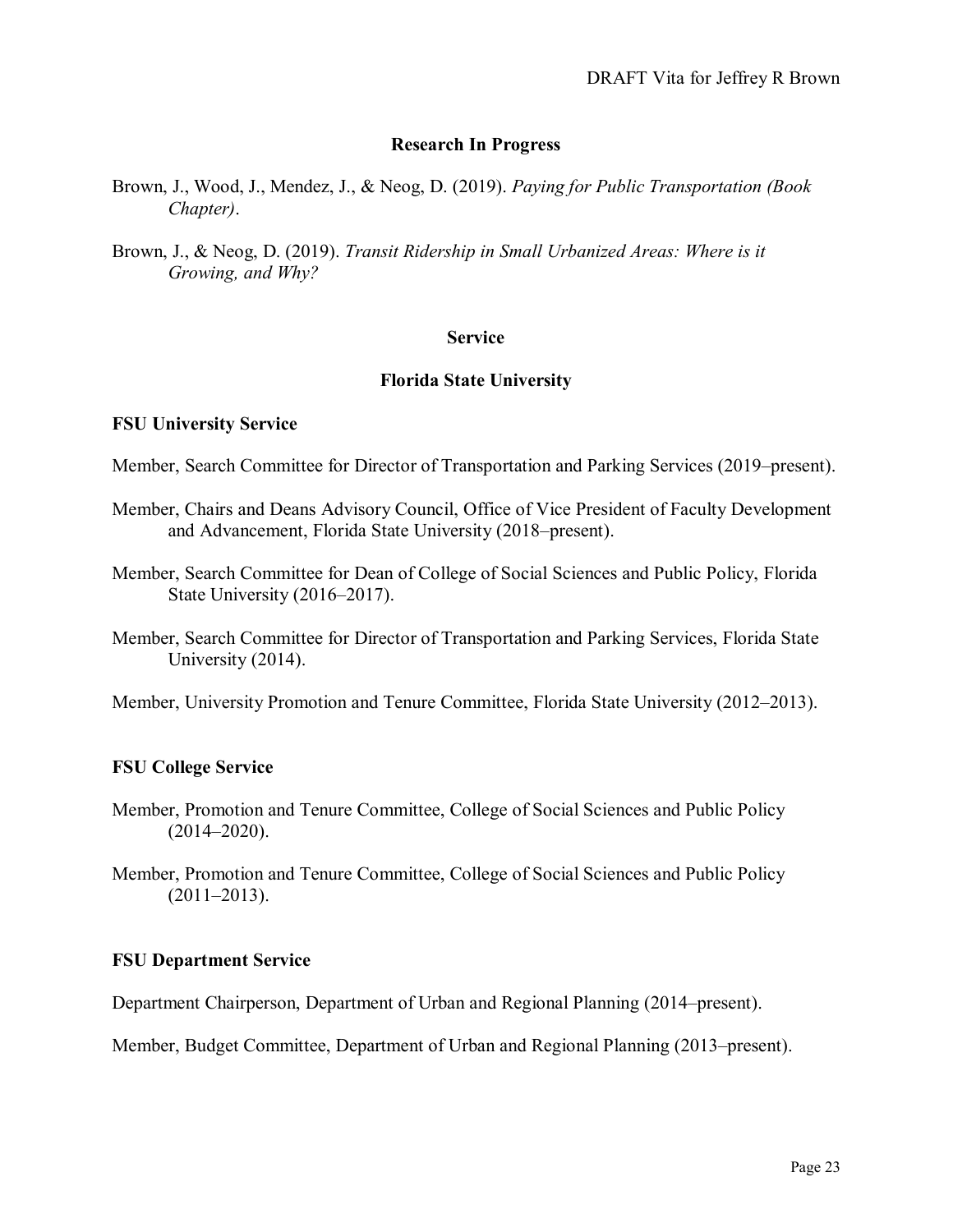## Research In Progress

Brown, J., Wood, J., Mendez, J., & Neog, D. (2019). *Paying for Public Transportation (Book Chapter)*.

Brown, J., & Neog, D. (2019). *Transit Ridership in Small Urbanized Areas: Where is it Growing, and Why?*

## Service

## Florida State University

### FSU University Service

Member, Search Committee for Director of Transportation and Parking Services (2019–present).

Member, Chairs and Deans Advisory Council, Office of Vice President of Faculty Development and Advancement, Florida State University (2018–present).

Member, Search Committee for Dean of College of Social Sciences and Public Policy, Florida State University (2016–2017).

Member, Search Committee for Director of Transportation and Parking Services, Florida State University (2014).

Member, University Promotion and Tenure Committee, Florida State University (2012–2013).

### FSU College Service

Member, Promotion and Tenure Committee, College of Social Sciences and Public Policy (2014–2020).

Member, Promotion and Tenure Committee, College of Social Sciences and Public Policy (2011–2013).

### FSU Department Service

Department Chairperson, Department of Urban and Regional Planning (2014–present).

Member, Budget Committee, Department of Urban and Regional Planning (2013–present).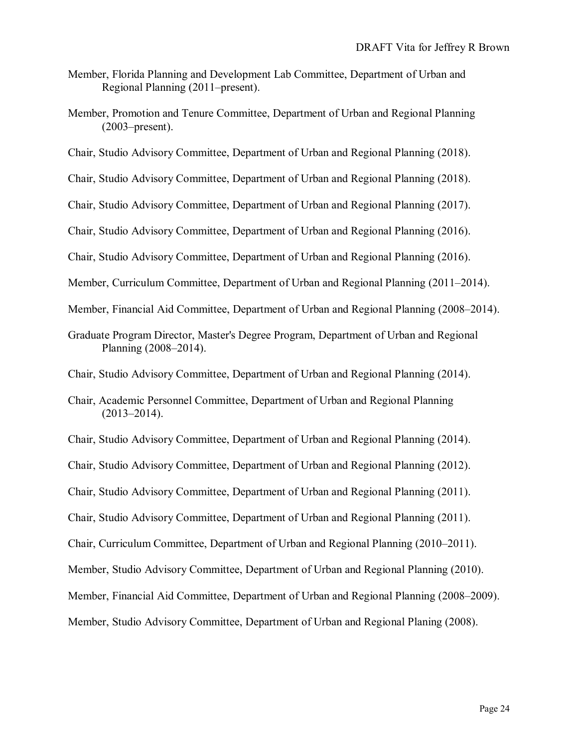Member, Florida Planning and Development Lab Committee, Department of Urban and Regional Planning (2011–present).

Member, Promotion and Tenure Committee, Department of Urban and Regional Planning (2003–present).

Chair, Studio Advisory Committee, Department of Urban and Regional Planning (2018).

Chair, Studio Advisory Committee, Department of Urban and Regional Planning (2018).

Chair, Studio Advisory Committee, Department of Urban and Regional Planning (2017).

Chair, Studio Advisory Committee, Department of Urban and Regional Planning (2016).

Chair, Studio Advisory Committee, Department of Urban and Regional Planning (2016).

Member, Curriculum Committee, Department of Urban and Regional Planning (2011–2014).

Member, Financial Aid Committee, Department of Urban and Regional Planning (2008–2014).

Graduate Program Director, Master's Degree Program, Department of Urban and Regional Planning (2008–2014).

Chair, Studio Advisory Committee, Department of Urban and Regional Planning (2014).

Chair, Academic Personnel Committee, Department of Urban and Regional Planning (2013–2014).

Chair, Studio Advisory Committee, Department of Urban and Regional Planning (2014).

Chair, Studio Advisory Committee, Department of Urban and Regional Planning (2012).

Chair, Studio Advisory Committee, Department of Urban and Regional Planning (2011).

Chair, Studio Advisory Committee, Department of Urban and Regional Planning (2011).

Chair, Curriculum Committee, Department of Urban and Regional Planning (2010–2011).

Member, Studio Advisory Committee, Department of Urban and Regional Planning (2010).

Member, Financial Aid Committee, Department of Urban and Regional Planning (2008–2009).

Member, Studio Advisory Committee, Department of Urban and Regional Planing (2008).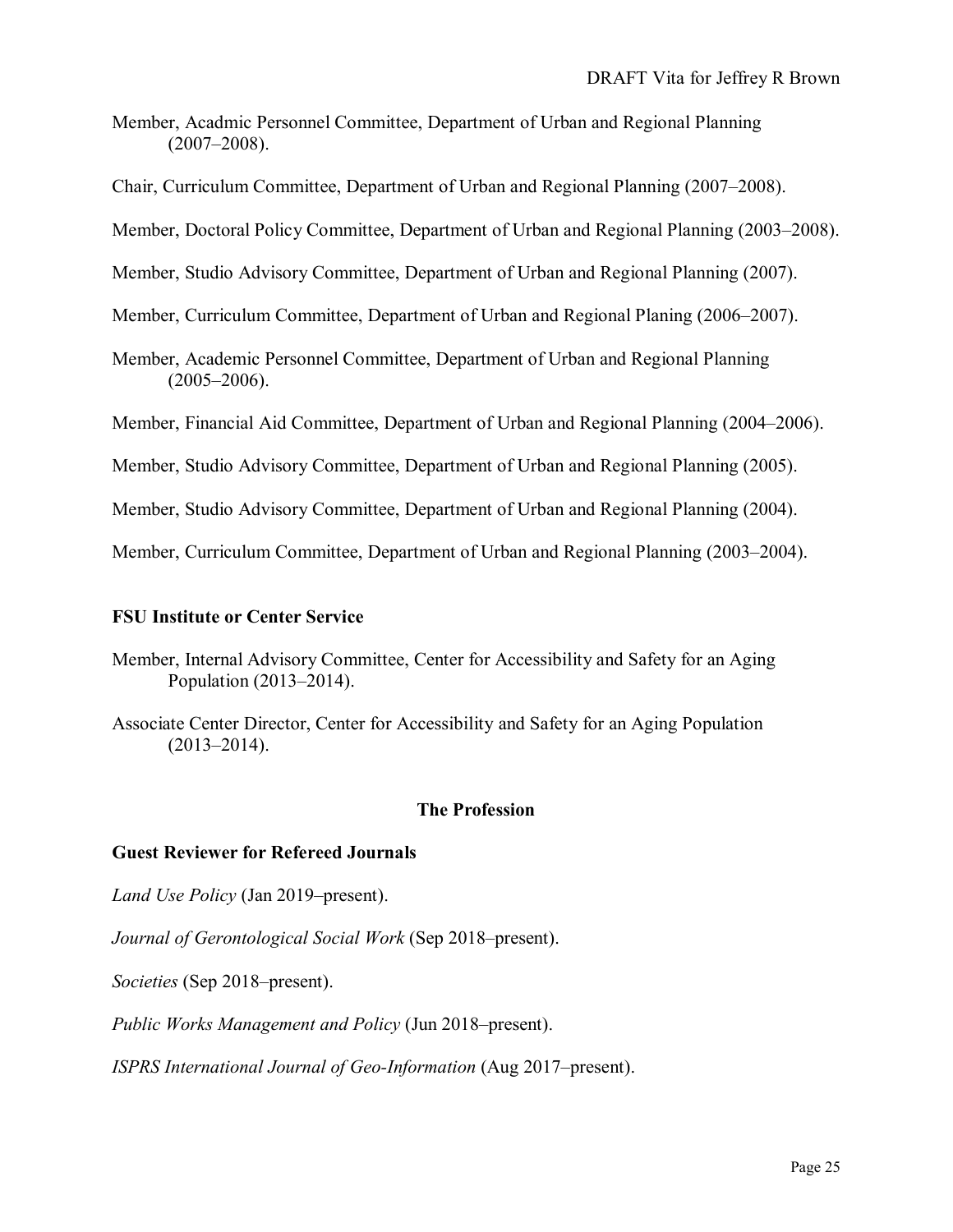Member, Acadmic Personnel Committee, Department of Urban and Regional Planning (2007–2008).

Chair, Curriculum Committee, Department of Urban and Regional Planning (2007–2008).

Member, Doctoral Policy Committee, Department of Urban and Regional Planning (2003–2008).

Member, Studio Advisory Committee, Department of Urban and Regional Planning (2007).

Member, Curriculum Committee, Department of Urban and Regional Planing (2006–2007).

Member, Academic Personnel Committee, Department of Urban and Regional Planning (2005–2006).

Member, Financial Aid Committee, Department of Urban and Regional Planning (2004–2006).

Member, Studio Advisory Committee, Department of Urban and Regional Planning (2005).

Member, Studio Advisory Committee, Department of Urban and Regional Planning (2004).

Member, Curriculum Committee, Department of Urban and Regional Planning (2003–2004).

**FSU Institute or Center Service**

Member, Internal Advisory Committee, Center for Accessibility and Safety for an Aging Population (2013–2014).

Associate Center Director, Center for Accessibility and Safety for an Aging Population (2013–2014).

## The Profession

**Guest Reviewer for Refereed Journals**

*Land Use Policy* (Jan 2019–present).

*Journal of Gerontological Social Work* (Sep 2018–present).

*Societies* (Sep 2018–present).

*Public Works Management and Policy* (Jun 2018–present).

*ISPRS International Journal of Geo-Information* (Aug 2017–present).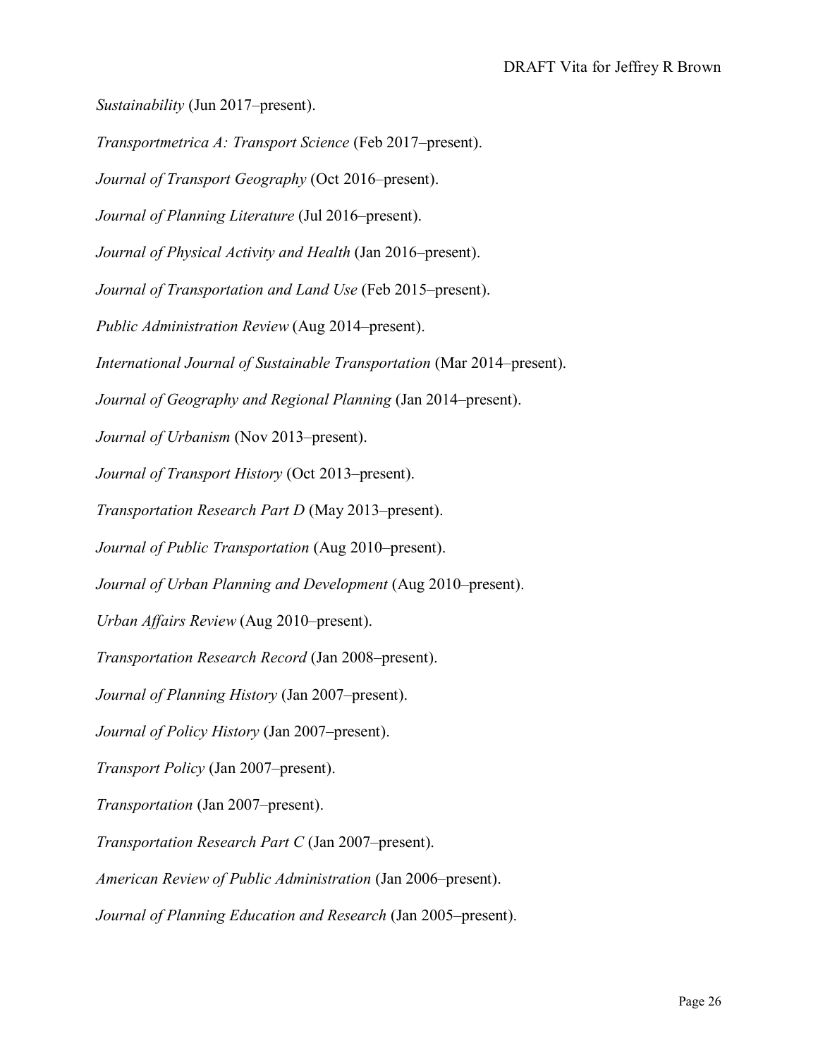*Sustainability* (Jun 2017–present).

*Transportmetrica A: Transport Science* (Feb 2017–present).

*Journal of Transport Geography* (Oct 2016–present).

*Journal of Planning Literature* (Jul 2016–present).

*Journal of Physical Activity and Health* (Jan 2016–present).

*Journal of Transportation and Land Use* (Feb 2015–present).

*Public Administration Review* (Aug 2014–present).

*International Journal of Sustainable Transportation* (Mar 2014–present).

*Journal of Geography and Regional Planning* (Jan 2014–present).

*Journal of Urbanism* (Nov 2013–present).

*Journal of Transport History* (Oct 2013–present).

*Transportation Research Part D* (May 2013–present).

*Journal of Public Transportation* (Aug 2010–present).

*Journal of Urban Planning and Development* (Aug 2010–present).

*Urban Affairs Review* (Aug 2010–present).

*Transportation Research Record* (Jan 2008–present).

*Journal of Planning History* (Jan 2007–present).

*Journal of Policy History* (Jan 2007–present).

*Transport Policy* (Jan 2007–present).

*Transportation* (Jan 2007–present).

*Transportation Research Part C* (Jan 2007–present).

*American Review of Public Administration* (Jan 2006–present).

*Journal of Planning Education and Research* (Jan 2005–present).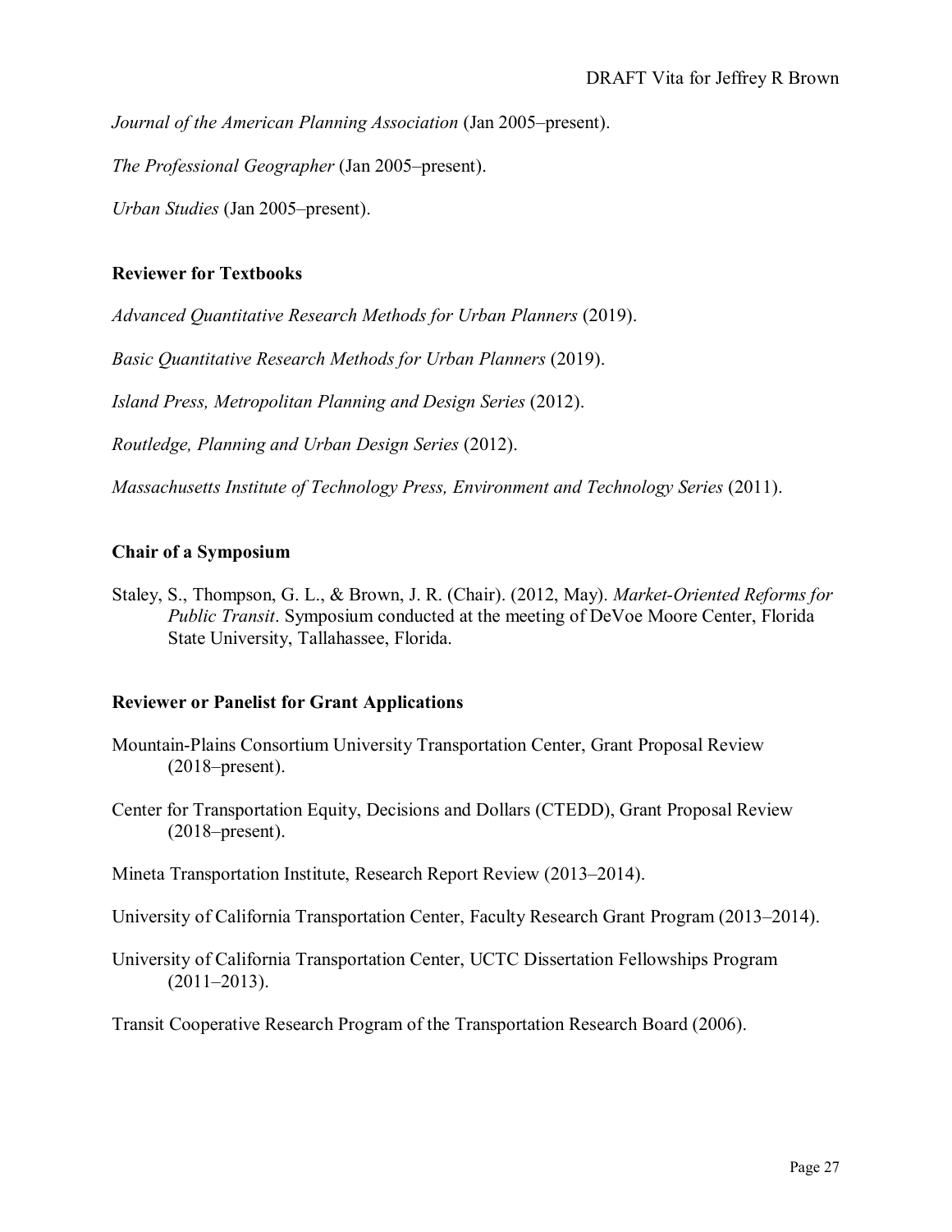*Journal of the American Planning Association* (Jan 2005–present).

*The Professional Geographer* (Jan 2005–present).

*Urban Studies* (Jan 2005–present).

**Reviewer for Textbooks**

*Advanced Quantitative Research Methods for Urban Planners* (2019).

*Basic Quantitative Research Methods for Urban Planners* (2019).

*Island Press, Metropolitan Planning and Design Series* (2012).

*Routledge, Planning and Urban Design Series* (2012).

*Massachusetts Institute of Technology Press, Environment and Technology Series* (2011).

**Chair of a Symposium**

Staley, S., Thompson, G. L., & Brown, J. R. (Chair). (2012, May). *Market-Oriented Reforms for Public Transit*. Symposium conducted at the meeting of DeVoe Moore Center, Florida State University, Tallahassee, Florida.

**Reviewer or Panelist for Grant Applications**

Mountain-Plains Consortium University Transportation Center, Grant Proposal Review (2018–present).

Center for Transportation Equity, Decisions and Dollars (CTEDD), Grant Proposal Review (2018–present).

Mineta Transportation Institute, Research Report Review (2013–2014).

University of California Transportation Center, Faculty Research Grant Program (2013–2014).

University of California Transportation Center, UCTC Dissertation Fellowships Program (2011–2013).

Transit Cooperative Research Program of the Transportation Research Board (2006).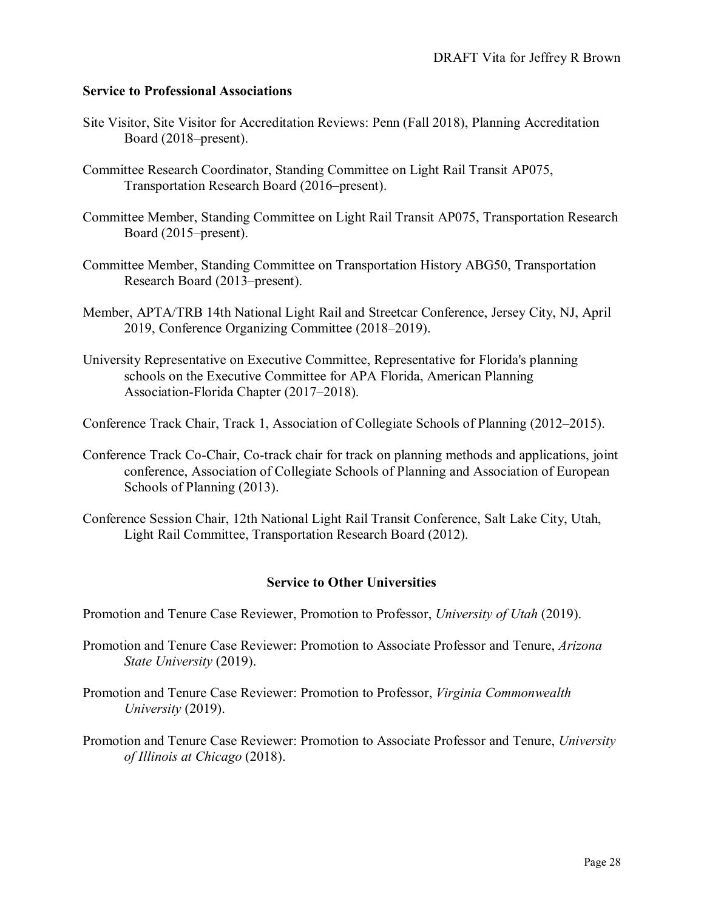**Service to Professional Associations**

Site Visitor, Site Visitor for Accreditation Reviews: Penn (Fall 2018), Planning Accreditation Board (2018–present).

Committee Research Coordinator, Standing Committee on Light Rail Transit AP075, Transportation Research Board (2016–present).

Committee Member, Standing Committee on Light Rail Transit AP075, Transportation Research Board (2015–present).

Committee Member, Standing Committee on Transportation History ABG50, Transportation Research Board (2013–present).

Member, APTA/TRB 14th National Light Rail and Streetcar Conference, Jersey City, NJ, April 2019, Conference Organizing Committee (2018–2019).

University Representative on Executive Committee, Representative for Florida's planning schools on the Executive Committee for APA Florida, American Planning Association-Florida Chapter (2017–2018).

Conference Track Chair, Track 1, Association of Collegiate Schools of Planning (2012–2015).

Conference Track Co-Chair, Co-track chair for track on planning methods and applications, joint conference, Association of Collegiate Schools of Planning and Association of European Schools of Planning (2013).

Conference Session Chair, 12th National Light Rail Transit Conference, Salt Lake City, Utah, Light Rail Committee, Transportation Research Board (2012).

## Service to Other Universities

Promotion and Tenure Case Reviewer, Promotion to Professor, *University of Utah* (2019).

Promotion and Tenure Case Reviewer: Promotion to Associate Professor and Tenure, *Arizona State University* (2019).

Promotion and Tenure Case Reviewer: Promotion to Professor, *Virginia Commonwealth University* (2019).

Promotion and Tenure Case Reviewer: Promotion to Associate Professor and Tenure, *University of Illinois at Chicago* (2018).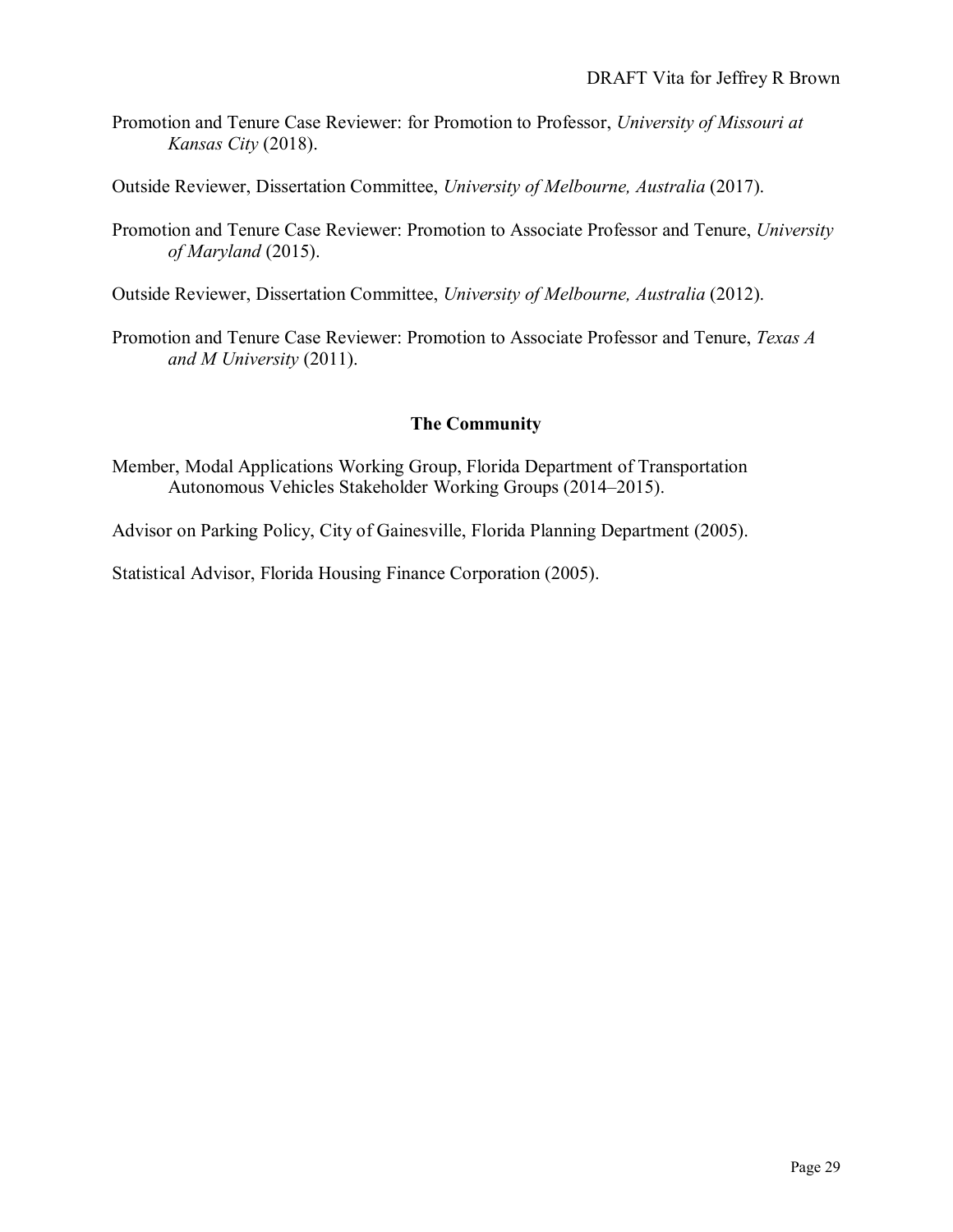Promotion and Tenure Case Reviewer: for Promotion to Professor, *University of Missouri at Kansas City* (2018).

Outside Reviewer, Dissertation Committee, *University of Melbourne, Australia* (2017).

Promotion and Tenure Case Reviewer: Promotion to Associate Professor and Tenure, *University of Maryland* (2015).

Outside Reviewer, Dissertation Committee, *University of Melbourne, Australia* (2012).

Promotion and Tenure Case Reviewer: Promotion to Associate Professor and Tenure, *Texas A and M University* (2011).

### The Community

Member, Modal Applications Working Group, Florida Department of Transportation Autonomous Vehicles Stakeholder Working Groups (2014–2015).

Advisor on Parking Policy, City of Gainesville, Florida Planning Department (2005).

Statistical Advisor, Florida Housing Finance Corporation (2005).